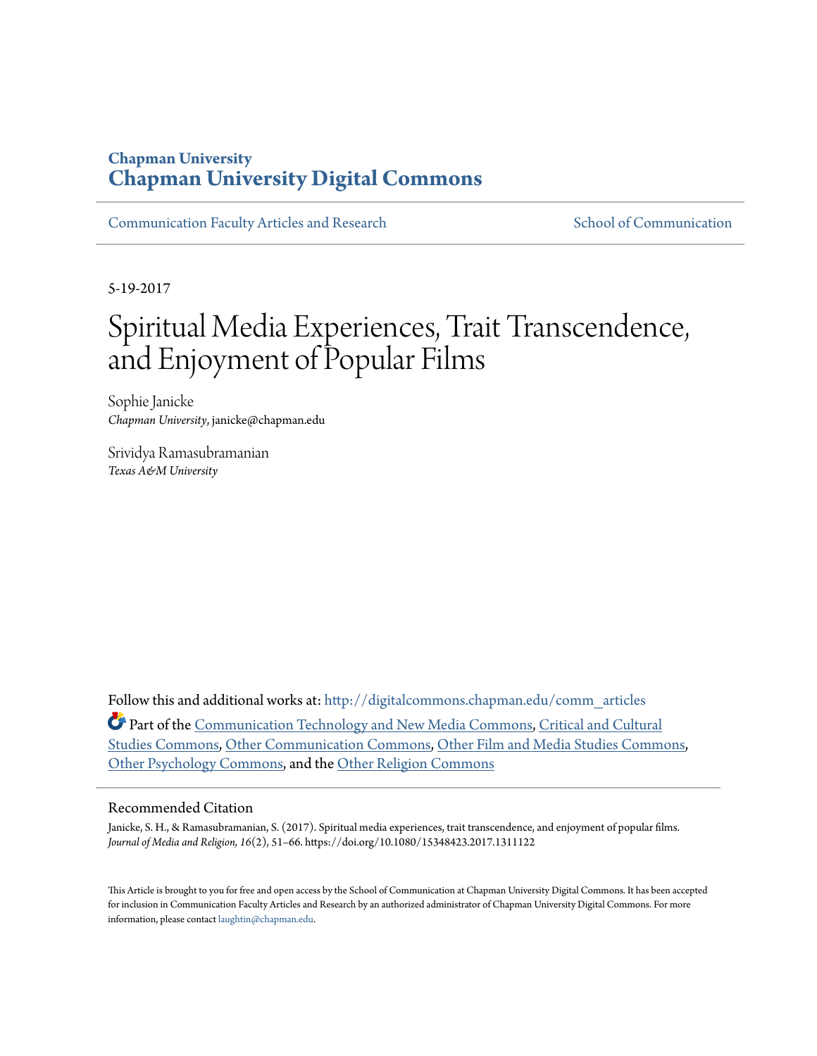Chapman University
# Chapman University Digital Commons

Communication Faculty Articles and Research | School of Communication

5-19-2017

# Spiritual Media Experiences, Trait Transcendence, and Enjoyment of Popular Films

Sophie Janicke
*Chapman University*, janicke@chapman.edu

Srividya Ramasubramanian
*Texas A&M University*

Follow this and additional works at: http://digitalcommons.chapman.edu/comm_articles

Part of the Communication Technology and New Media Commons, Critical and Cultural Studies Commons, Other Communication Commons, Other Film and Media Studies Commons, Other Psychology Commons, and the Other Religion Commons

## Recommended Citation

Janicke, S. H., & Ramasubramanian, S. (2017). Spiritual media experiences, trait transcendence, and enjoyment of popular films. *Journal of Media and Religion, 16*(2), 51–66. https://doi.org/10.1080/15348423.2017.1311122

This Article is brought to you for free and open access by the School of Communication at Chapman University Digital Commons. It has been accepted for inclusion in Communication Faculty Articles and Research by an authorized administrator of Chapman University Digital Commons. For more information, please contact laughtin@chapman.edu.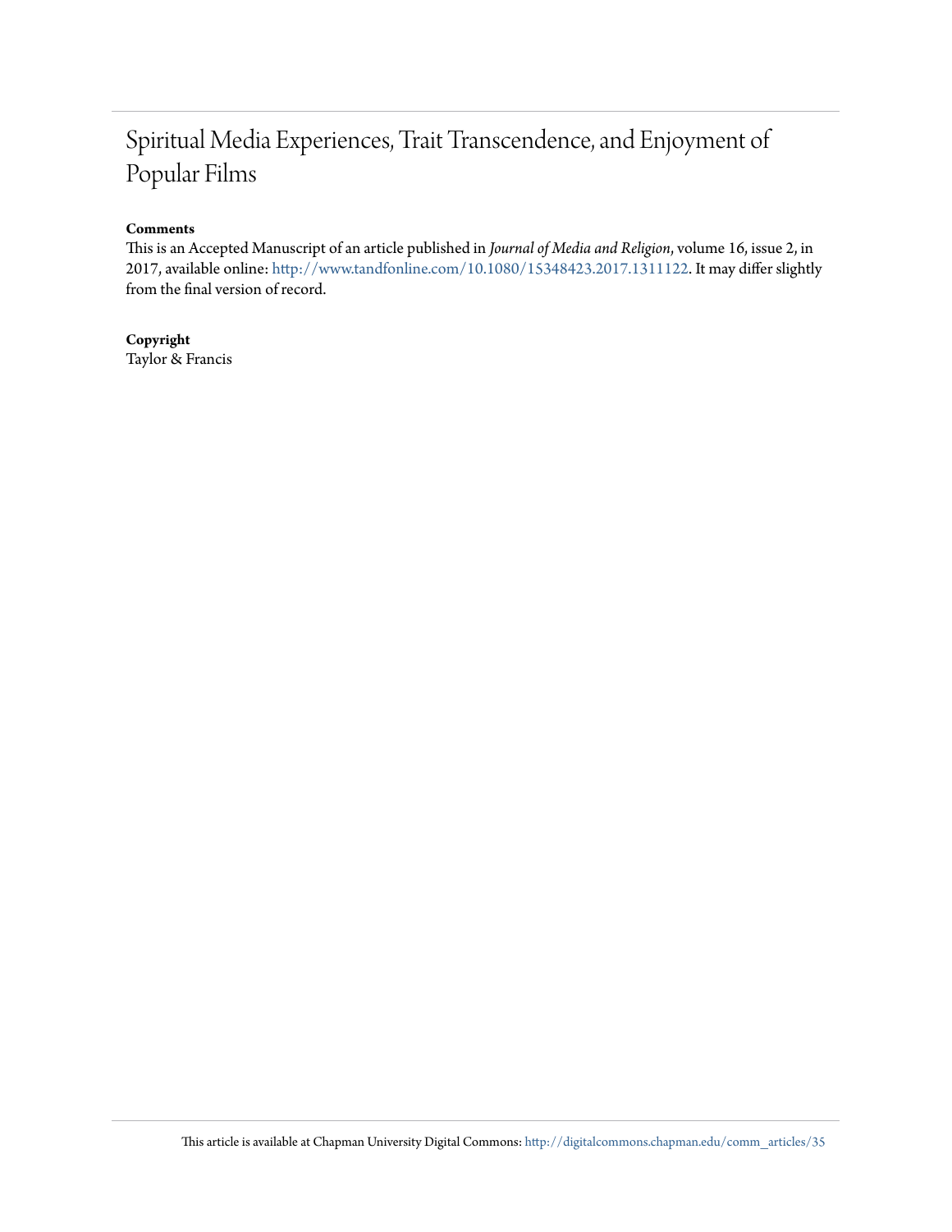# Spiritual Media Experiences, Trait Transcendence, and Enjoyment of Popular Films

**Comments**

This is an Accepted Manuscript of an article published in *Journal of Media and Religion*, volume 16, issue 2, in 2017, available online: http://www.tandfonline.com/10.1080/15348423.2017.1311122. It may differ slightly from the final version of record.

**Copyright**

Taylor & Francis

This article is available at Chapman University Digital Commons: http://digitalcommons.chapman.edu/comm_articles/35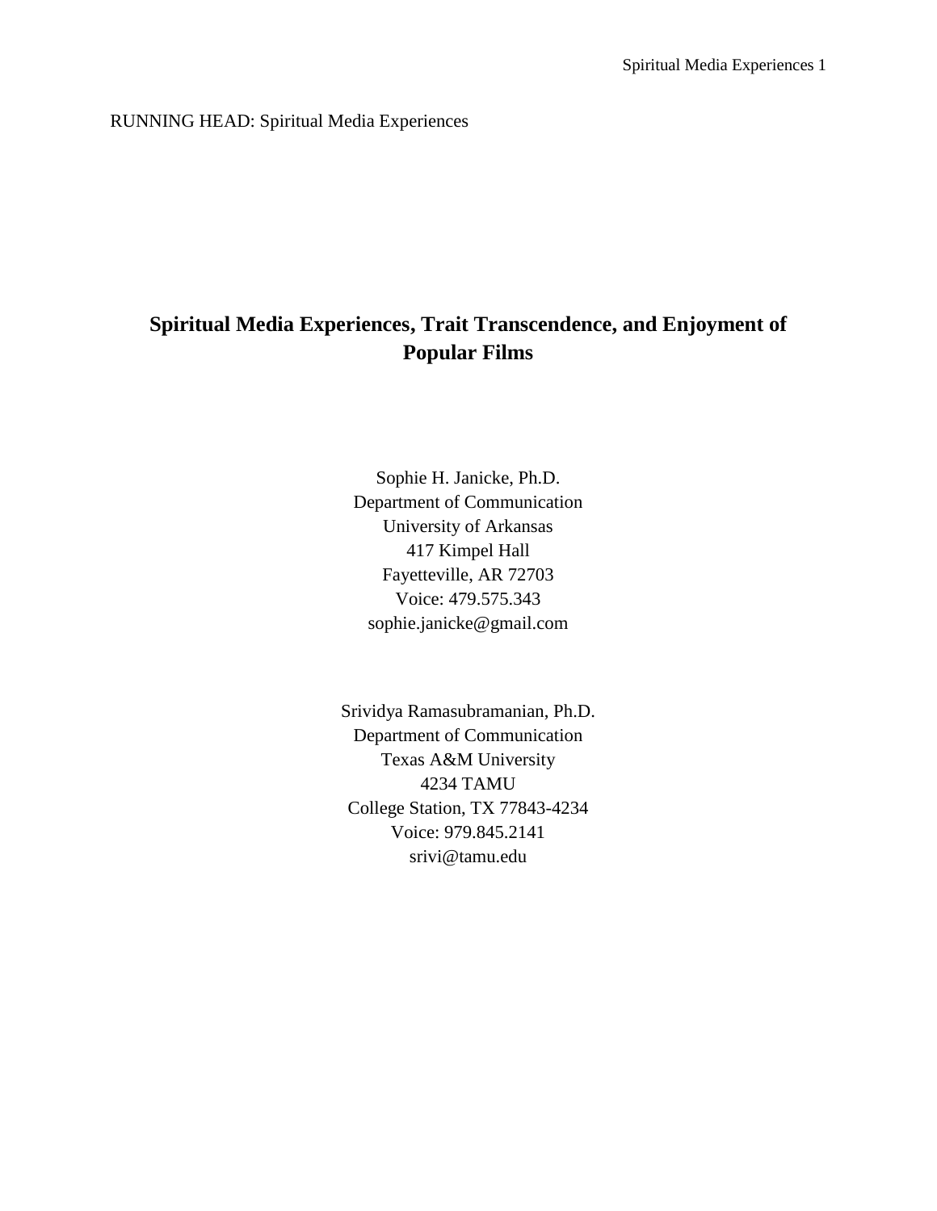RUNNING HEAD: Spiritual Media Experiences

# Spiritual Media Experiences, Trait Transcendence, and Enjoyment of Popular Films

Sophie H. Janicke, Ph.D.
Department of Communication
University of Arkansas
417 Kimpel Hall
Fayetteville, AR 72703
Voice: 479.575.343
sophie.janicke@gmail.com

Srividya Ramasubramanian, Ph.D.
Department of Communication
Texas A&M University
4234 TAMU
College Station, TX 77843-4234
Voice: 979.845.2141
srivi@tamu.edu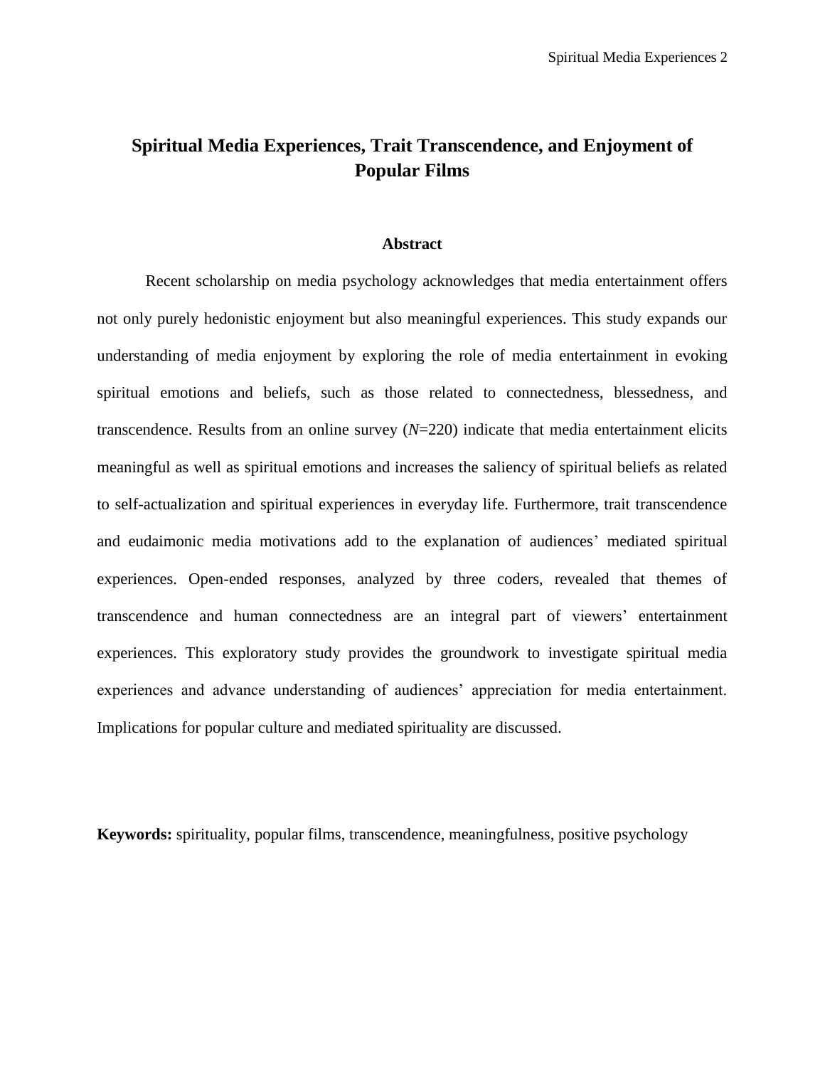# Spiritual Media Experiences, Trait Transcendence, and Enjoyment of Popular Films

## Abstract

Recent scholarship on media psychology acknowledges that media entertainment offers not only purely hedonistic enjoyment but also meaningful experiences. This study expands our understanding of media enjoyment by exploring the role of media entertainment in evoking spiritual emotions and beliefs, such as those related to connectedness, blessedness, and transcendence. Results from an online survey (*N*=220) indicate that media entertainment elicits meaningful as well as spiritual emotions and increases the saliency of spiritual beliefs as related to self-actualization and spiritual experiences in everyday life. Furthermore, trait transcendence and eudaimonic media motivations add to the explanation of audiences' mediated spiritual experiences. Open-ended responses, analyzed by three coders, revealed that themes of transcendence and human connectedness are an integral part of viewers' entertainment experiences. This exploratory study provides the groundwork to investigate spiritual media experiences and advance understanding of audiences' appreciation for media entertainment. Implications for popular culture and mediated spirituality are discussed.

**Keywords:** spirituality, popular films, transcendence, meaningfulness, positive psychology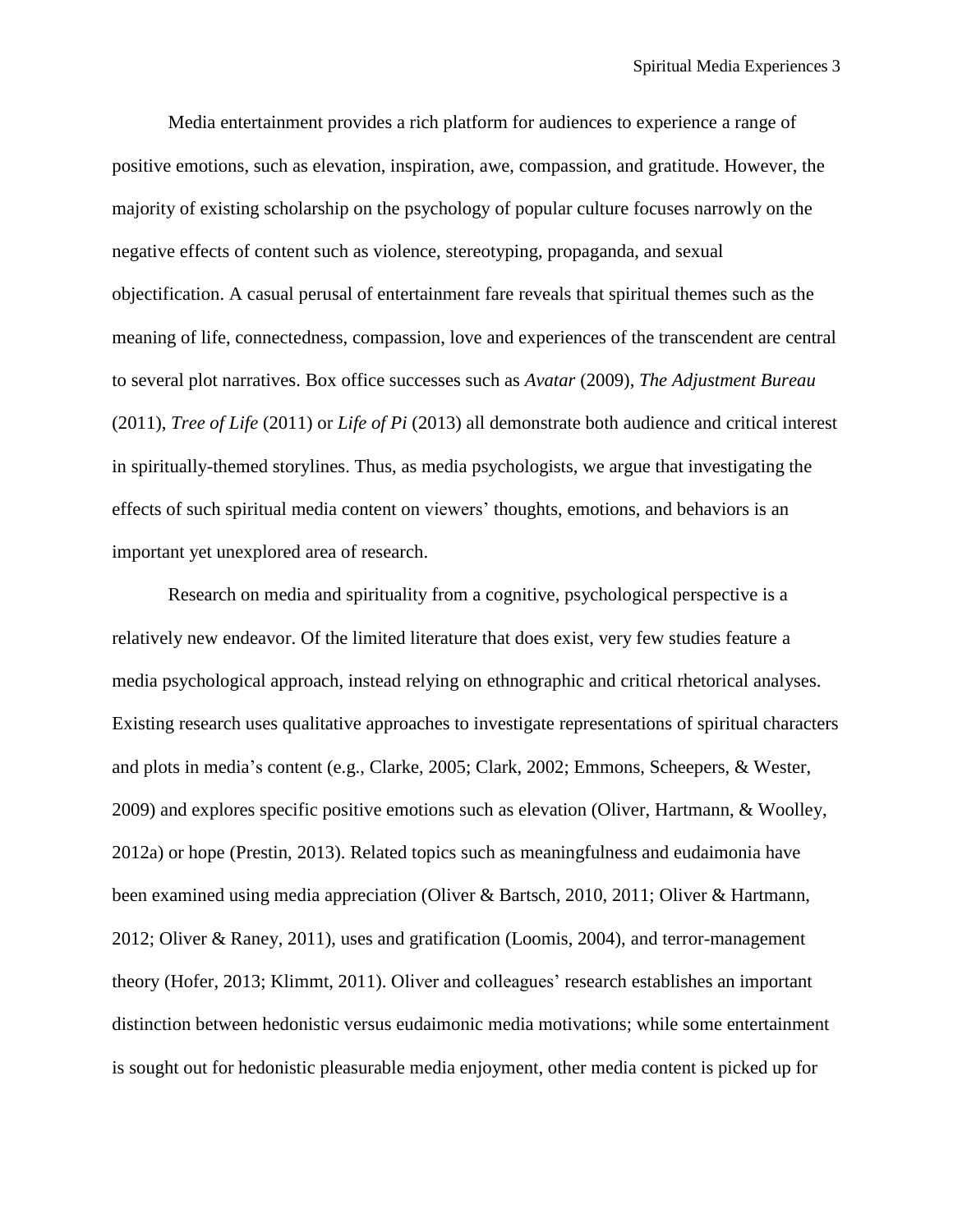Media entertainment provides a rich platform for audiences to experience a range of positive emotions, such as elevation, inspiration, awe, compassion, and gratitude. However, the majority of existing scholarship on the psychology of popular culture focuses narrowly on the negative effects of content such as violence, stereotyping, propaganda, and sexual objectification. A casual perusal of entertainment fare reveals that spiritual themes such as the meaning of life, connectedness, compassion, love and experiences of the transcendent are central to several plot narratives. Box office successes such as *Avatar* (2009), *The Adjustment Bureau* (2011), *Tree of Life* (2011) or *Life of Pi* (2013) all demonstrate both audience and critical interest in spiritually-themed storylines. Thus, as media psychologists, we argue that investigating the effects of such spiritual media content on viewers' thoughts, emotions, and behaviors is an important yet unexplored area of research.

Research on media and spirituality from a cognitive, psychological perspective is a relatively new endeavor. Of the limited literature that does exist, very few studies feature a media psychological approach, instead relying on ethnographic and critical rhetorical analyses. Existing research uses qualitative approaches to investigate representations of spiritual characters and plots in media's content (e.g., Clarke, 2005; Clark, 2002; Emmons, Scheepers, & Wester, 2009) and explores specific positive emotions such as elevation (Oliver, Hartmann, & Woolley, 2012a) or hope (Prestin, 2013). Related topics such as meaningfulness and eudaimonia have been examined using media appreciation (Oliver & Bartsch, 2010, 2011; Oliver & Hartmann, 2012; Oliver & Raney, 2011), uses and gratification (Loomis, 2004), and terror-management theory (Hofer, 2013; Klimmt, 2011). Oliver and colleagues' research establishes an important distinction between hedonistic versus eudaimonic media motivations; while some entertainment is sought out for hedonistic pleasurable media enjoyment, other media content is picked up for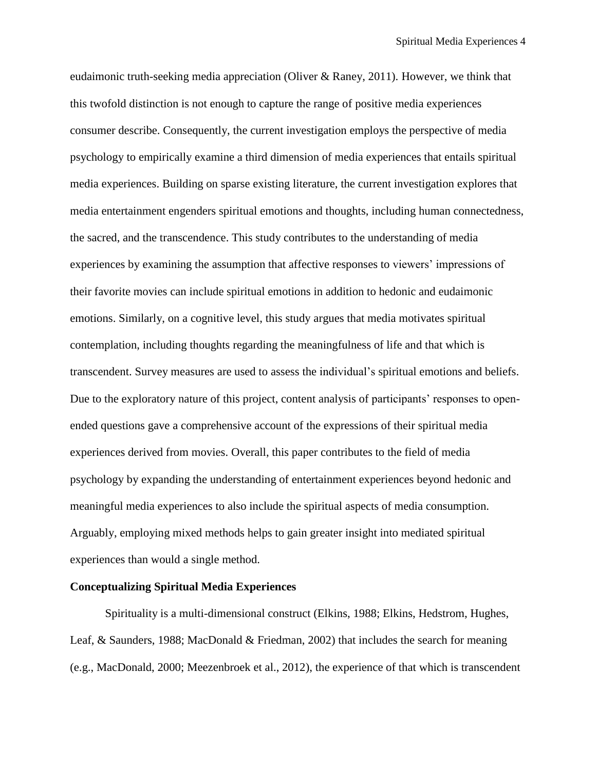eudaimonic truth-seeking media appreciation (Oliver & Raney, 2011). However, we think that this twofold distinction is not enough to capture the range of positive media experiences consumer describe. Consequently, the current investigation employs the perspective of media psychology to empirically examine a third dimension of media experiences that entails spiritual media experiences. Building on sparse existing literature, the current investigation explores that media entertainment engenders spiritual emotions and thoughts, including human connectedness, the sacred, and the transcendence. This study contributes to the understanding of media experiences by examining the assumption that affective responses to viewers' impressions of their favorite movies can include spiritual emotions in addition to hedonic and eudaimonic emotions. Similarly, on a cognitive level, this study argues that media motivates spiritual contemplation, including thoughts regarding the meaningfulness of life and that which is transcendent. Survey measures are used to assess the individual's spiritual emotions and beliefs. Due to the exploratory nature of this project, content analysis of participants' responses to open-ended questions gave a comprehensive account of the expressions of their spiritual media experiences derived from movies. Overall, this paper contributes to the field of media psychology by expanding the understanding of entertainment experiences beyond hedonic and meaningful media experiences to also include the spiritual aspects of media consumption. Arguably, employing mixed methods helps to gain greater insight into mediated spiritual experiences than would a single method.

**Conceptualizing Spiritual Media Experiences**

Spirituality is a multi-dimensional construct (Elkins, 1988; Elkins, Hedstrom, Hughes, Leaf, & Saunders, 1988; MacDonald & Friedman, 2002) that includes the search for meaning (e.g., MacDonald, 2000; Meezenbroek et al., 2012), the experience of that which is transcendent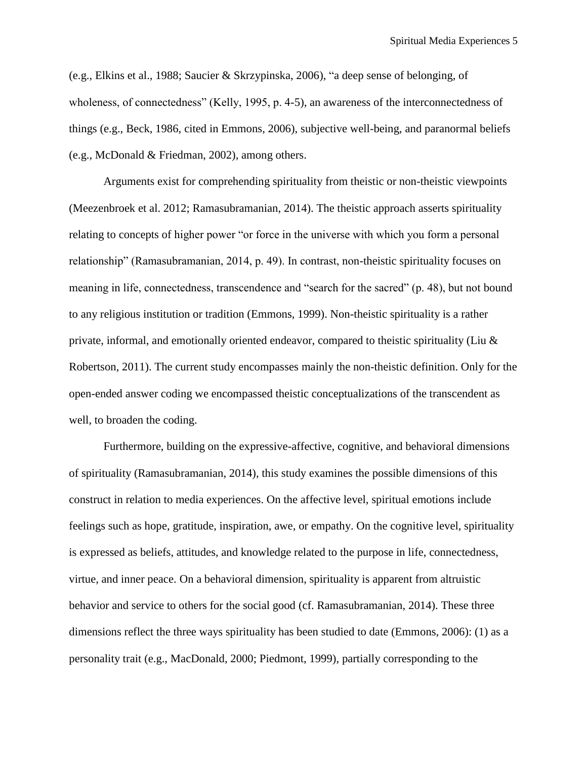(e.g., Elkins et al., 1988; Saucier & Skrzypinska, 2006), "a deep sense of belonging, of wholeness, of connectedness" (Kelly, 1995, p. 4-5), an awareness of the interconnectedness of things (e.g., Beck, 1986, cited in Emmons, 2006), subjective well-being, and paranormal beliefs (e.g., McDonald & Friedman, 2002), among others.

Arguments exist for comprehending spirituality from theistic or non-theistic viewpoints (Meezenbroek et al. 2012; Ramasubramanian, 2014). The theistic approach asserts spirituality relating to concepts of higher power "or force in the universe with which you form a personal relationship" (Ramasubramanian, 2014, p. 49). In contrast, non-theistic spirituality focuses on meaning in life, connectedness, transcendence and "search for the sacred" (p. 48), but not bound to any religious institution or tradition (Emmons, 1999). Non-theistic spirituality is a rather private, informal, and emotionally oriented endeavor, compared to theistic spirituality (Liu & Robertson, 2011). The current study encompasses mainly the non-theistic definition. Only for the open-ended answer coding we encompassed theistic conceptualizations of the transcendent as well, to broaden the coding.

Furthermore, building on the expressive-affective, cognitive, and behavioral dimensions of spirituality (Ramasubramanian, 2014), this study examines the possible dimensions of this construct in relation to media experiences. On the affective level, spiritual emotions include feelings such as hope, gratitude, inspiration, awe, or empathy. On the cognitive level, spirituality is expressed as beliefs, attitudes, and knowledge related to the purpose in life, connectedness, virtue, and inner peace. On a behavioral dimension, spirituality is apparent from altruistic behavior and service to others for the social good (cf. Ramasubramanian, 2014). These three dimensions reflect the three ways spirituality has been studied to date (Emmons, 2006): (1) as a personality trait (e.g., MacDonald, 2000; Piedmont, 1999), partially corresponding to the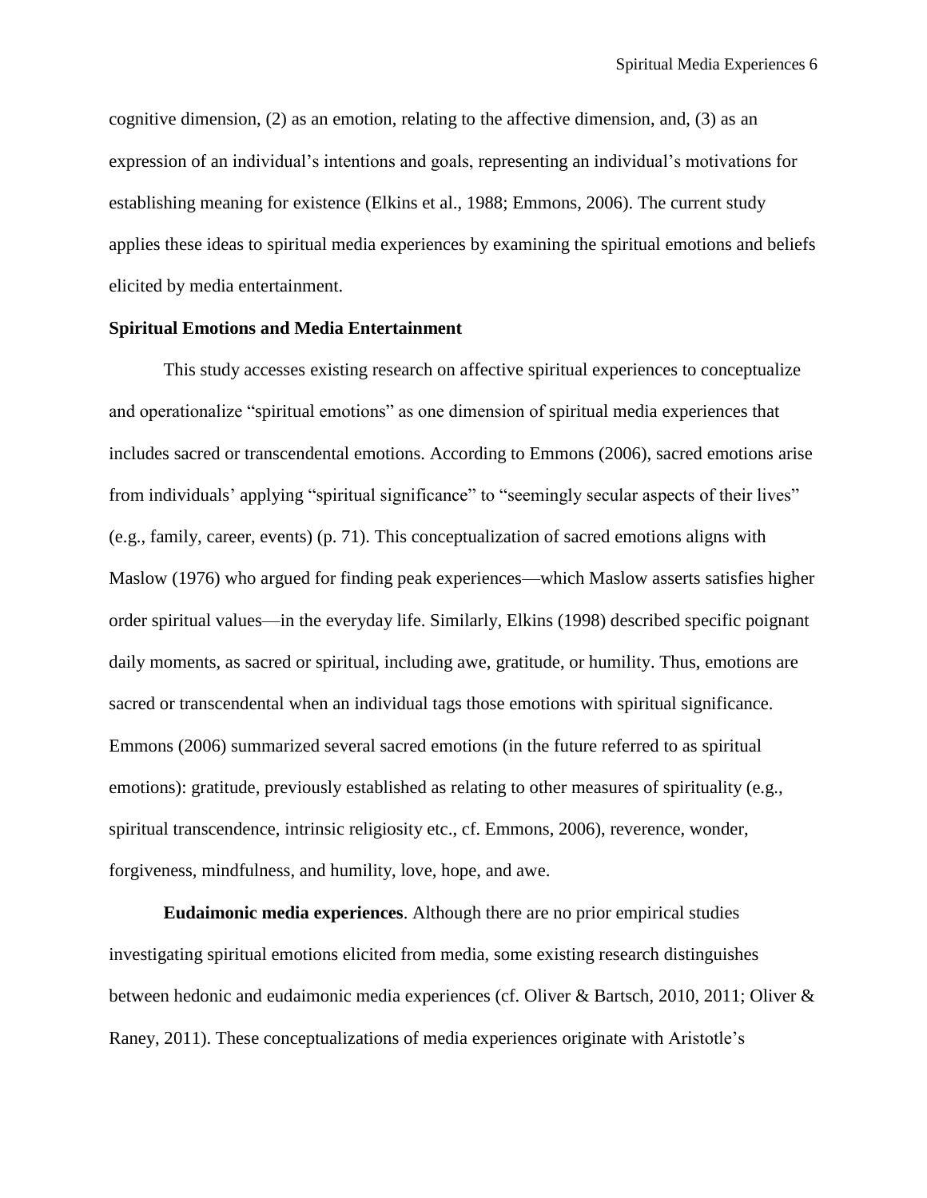cognitive dimension, (2) as an emotion, relating to the affective dimension, and, (3) as an expression of an individual's intentions and goals, representing an individual's motivations for establishing meaning for existence (Elkins et al., 1988; Emmons, 2006). The current study applies these ideas to spiritual media experiences by examining the spiritual emotions and beliefs elicited by media entertainment.

**Spiritual Emotions and Media Entertainment**

This study accesses existing research on affective spiritual experiences to conceptualize and operationalize "spiritual emotions" as one dimension of spiritual media experiences that includes sacred or transcendental emotions. According to Emmons (2006), sacred emotions arise from individuals' applying "spiritual significance" to "seemingly secular aspects of their lives" (e.g., family, career, events) (p. 71). This conceptualization of sacred emotions aligns with Maslow (1976) who argued for finding peak experiences—which Maslow asserts satisfies higher order spiritual values—in the everyday life. Similarly, Elkins (1998) described specific poignant daily moments, as sacred or spiritual, including awe, gratitude, or humility. Thus, emotions are sacred or transcendental when an individual tags those emotions with spiritual significance. Emmons (2006) summarized several sacred emotions (in the future referred to as spiritual emotions): gratitude, previously established as relating to other measures of spirituality (e.g., spiritual transcendence, intrinsic religiosity etc., cf. Emmons, 2006), reverence, wonder, forgiveness, mindfulness, and humility, love, hope, and awe.

**Eudaimonic media experiences**. Although there are no prior empirical studies investigating spiritual emotions elicited from media, some existing research distinguishes between hedonic and eudaimonic media experiences (cf. Oliver & Bartsch, 2010, 2011; Oliver & Raney, 2011). These conceptualizations of media experiences originate with Aristotle's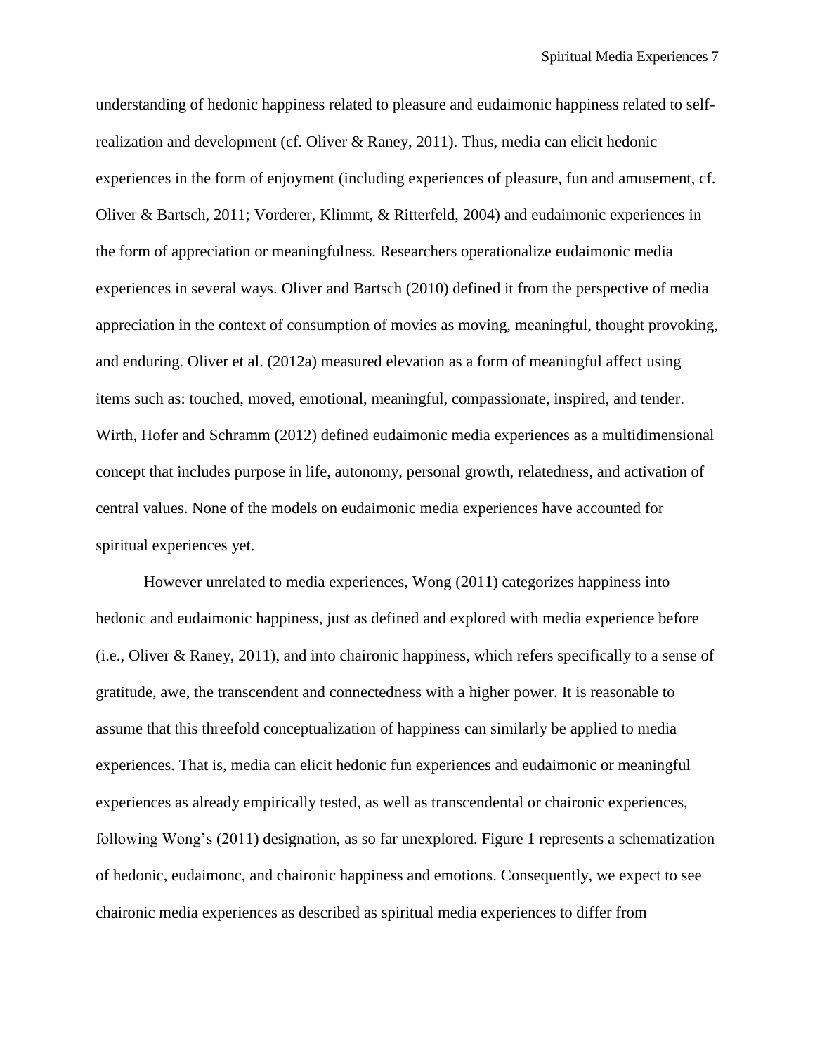understanding of hedonic happiness related to pleasure and eudaimonic happiness related to self-realization and development (cf. Oliver & Raney, 2011). Thus, media can elicit hedonic experiences in the form of enjoyment (including experiences of pleasure, fun and amusement, cf. Oliver & Bartsch, 2011; Vorderer, Klimmt, & Ritterfeld, 2004) and eudaimonic experiences in the form of appreciation or meaningfulness. Researchers operationalize eudaimonic media experiences in several ways. Oliver and Bartsch (2010) defined it from the perspective of media appreciation in the context of consumption of movies as moving, meaningful, thought provoking, and enduring. Oliver et al. (2012a) measured elevation as a form of meaningful affect using items such as: touched, moved, emotional, meaningful, compassionate, inspired, and tender. Wirth, Hofer and Schramm (2012) defined eudaimonic media experiences as a multidimensional concept that includes purpose in life, autonomy, personal growth, relatedness, and activation of central values. None of the models on eudaimonic media experiences have accounted for spiritual experiences yet.

However unrelated to media experiences, Wong (2011) categorizes happiness into hedonic and eudaimonic happiness, just as defined and explored with media experience before (i.e., Oliver & Raney, 2011), and into chaironic happiness, which refers specifically to a sense of gratitude, awe, the transcendent and connectedness with a higher power. It is reasonable to assume that this threefold conceptualization of happiness can similarly be applied to media experiences. That is, media can elicit hedonic fun experiences and eudaimonic or meaningful experiences as already empirically tested, as well as transcendental or chaironic experiences, following Wong's (2011) designation, as so far unexplored. Figure 1 represents a schematization of hedonic, eudaimonc, and chaironic happiness and emotions. Consequently, we expect to see chaironic media experiences as described as spiritual media experiences to differ from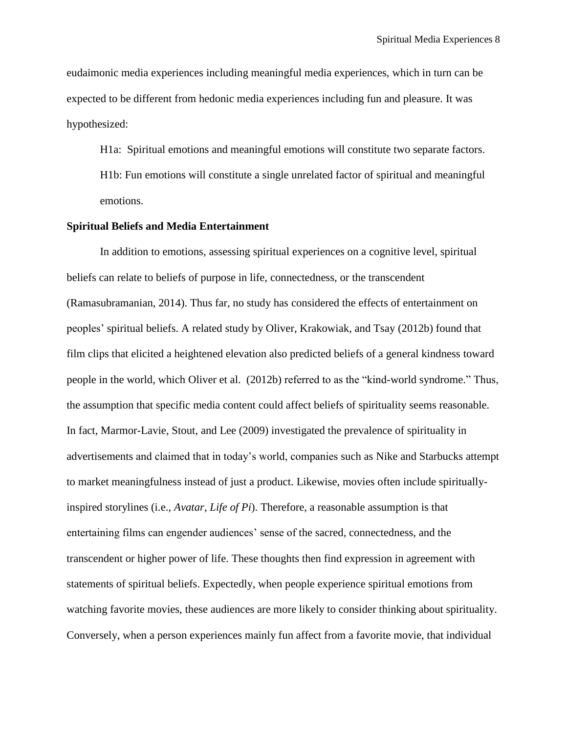eudaimonic media experiences including meaningful media experiences, which in turn can be expected to be different from hedonic media experiences including fun and pleasure. It was hypothesized:

> H1a: Spiritual emotions and meaningful emotions will constitute two separate factors.
>
> H1b: Fun emotions will constitute a single unrelated factor of spiritual and meaningful emotions.

## Spiritual Beliefs and Media Entertainment

In addition to emotions, assessing spiritual experiences on a cognitive level, spiritual beliefs can relate to beliefs of purpose in life, connectedness, or the transcendent (Ramasubramanian, 2014). Thus far, no study has considered the effects of entertainment on peoples' spiritual beliefs. A related study by Oliver, Krakowiak, and Tsay (2012b) found that film clips that elicited a heightened elevation also predicted beliefs of a general kindness toward people in the world, which Oliver et al. (2012b) referred to as the "kind-world syndrome." Thus, the assumption that specific media content could affect beliefs of spirituality seems reasonable. In fact, Marmor-Lavie, Stout, and Lee (2009) investigated the prevalence of spirituality in advertisements and claimed that in today's world, companies such as Nike and Starbucks attempt to market meaningfulness instead of just a product. Likewise, movies often include spiritually-inspired storylines (i.e., *Avatar*, *Life of Pi*). Therefore, a reasonable assumption is that entertaining films can engender audiences' sense of the sacred, connectedness, and the transcendent or higher power of life. These thoughts then find expression in agreement with statements of spiritual beliefs. Expectedly, when people experience spiritual emotions from watching favorite movies, these audiences are more likely to consider thinking about spirituality. Conversely, when a person experiences mainly fun affect from a favorite movie, that individual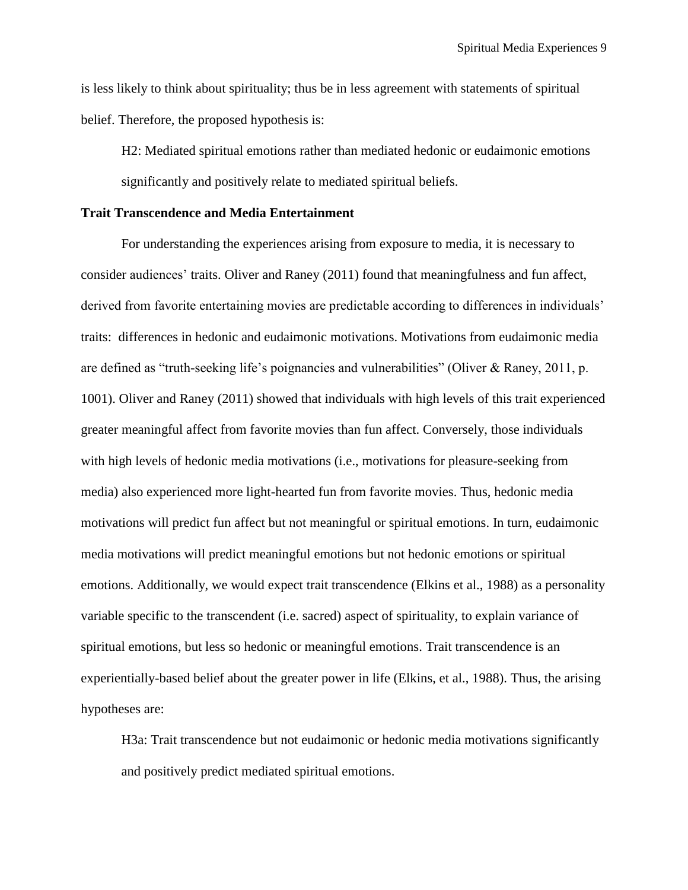is less likely to think about spirituality; thus be in less agreement with statements of spiritual belief. Therefore, the proposed hypothesis is:

> H2: Mediated spiritual emotions rather than mediated hedonic or eudaimonic emotions significantly and positively relate to mediated spiritual beliefs.

**Trait Transcendence and Media Entertainment**

For understanding the experiences arising from exposure to media, it is necessary to consider audiences' traits. Oliver and Raney (2011) found that meaningfulness and fun affect, derived from favorite entertaining movies are predictable according to differences in individuals' traits: differences in hedonic and eudaimonic motivations. Motivations from eudaimonic media are defined as "truth-seeking life's poignancies and vulnerabilities" (Oliver & Raney, 2011, p. 1001). Oliver and Raney (2011) showed that individuals with high levels of this trait experienced greater meaningful affect from favorite movies than fun affect. Conversely, those individuals with high levels of hedonic media motivations (i.e., motivations for pleasure-seeking from media) also experienced more light-hearted fun from favorite movies. Thus, hedonic media motivations will predict fun affect but not meaningful or spiritual emotions. In turn, eudaimonic media motivations will predict meaningful emotions but not hedonic emotions or spiritual emotions. Additionally, we would expect trait transcendence (Elkins et al., 1988) as a personality variable specific to the transcendent (i.e. sacred) aspect of spirituality, to explain variance of spiritual emotions, but less so hedonic or meaningful emotions. Trait transcendence is an experientially-based belief about the greater power in life (Elkins, et al., 1988). Thus, the arising hypotheses are:

> H3a: Trait transcendence but not eudaimonic or hedonic media motivations significantly and positively predict mediated spiritual emotions.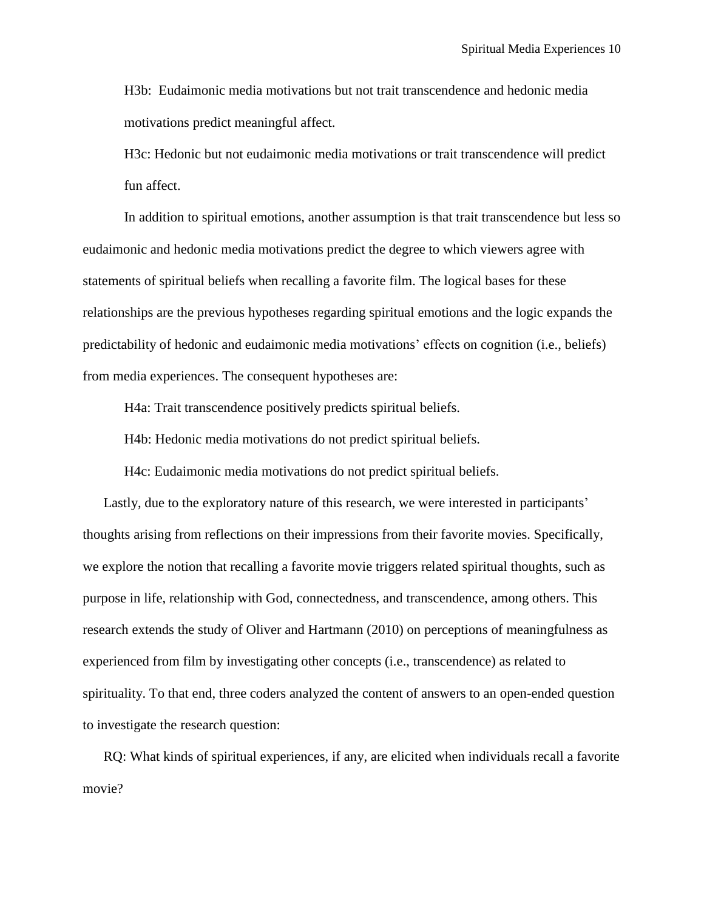H3b: Eudaimonic media motivations but not trait transcendence and hedonic media motivations predict meaningful affect.

H3c: Hedonic but not eudaimonic media motivations or trait transcendence will predict fun affect.

In addition to spiritual emotions, another assumption is that trait transcendence but less so eudaimonic and hedonic media motivations predict the degree to which viewers agree with statements of spiritual beliefs when recalling a favorite film. The logical bases for these relationships are the previous hypotheses regarding spiritual emotions and the logic expands the predictability of hedonic and eudaimonic media motivations' effects on cognition (i.e., beliefs) from media experiences. The consequent hypotheses are:

H4a: Trait transcendence positively predicts spiritual beliefs.

H4b: Hedonic media motivations do not predict spiritual beliefs.

H4c: Eudaimonic media motivations do not predict spiritual beliefs.

Lastly, due to the exploratory nature of this research, we were interested in participants' thoughts arising from reflections on their impressions from their favorite movies. Specifically, we explore the notion that recalling a favorite movie triggers related spiritual thoughts, such as purpose in life, relationship with God, connectedness, and transcendence, among others. This research extends the study of Oliver and Hartmann (2010) on perceptions of meaningfulness as experienced from film by investigating other concepts (i.e., transcendence) as related to spirituality. To that end, three coders analyzed the content of answers to an open-ended question to investigate the research question:

RQ: What kinds of spiritual experiences, if any, are elicited when individuals recall a favorite movie?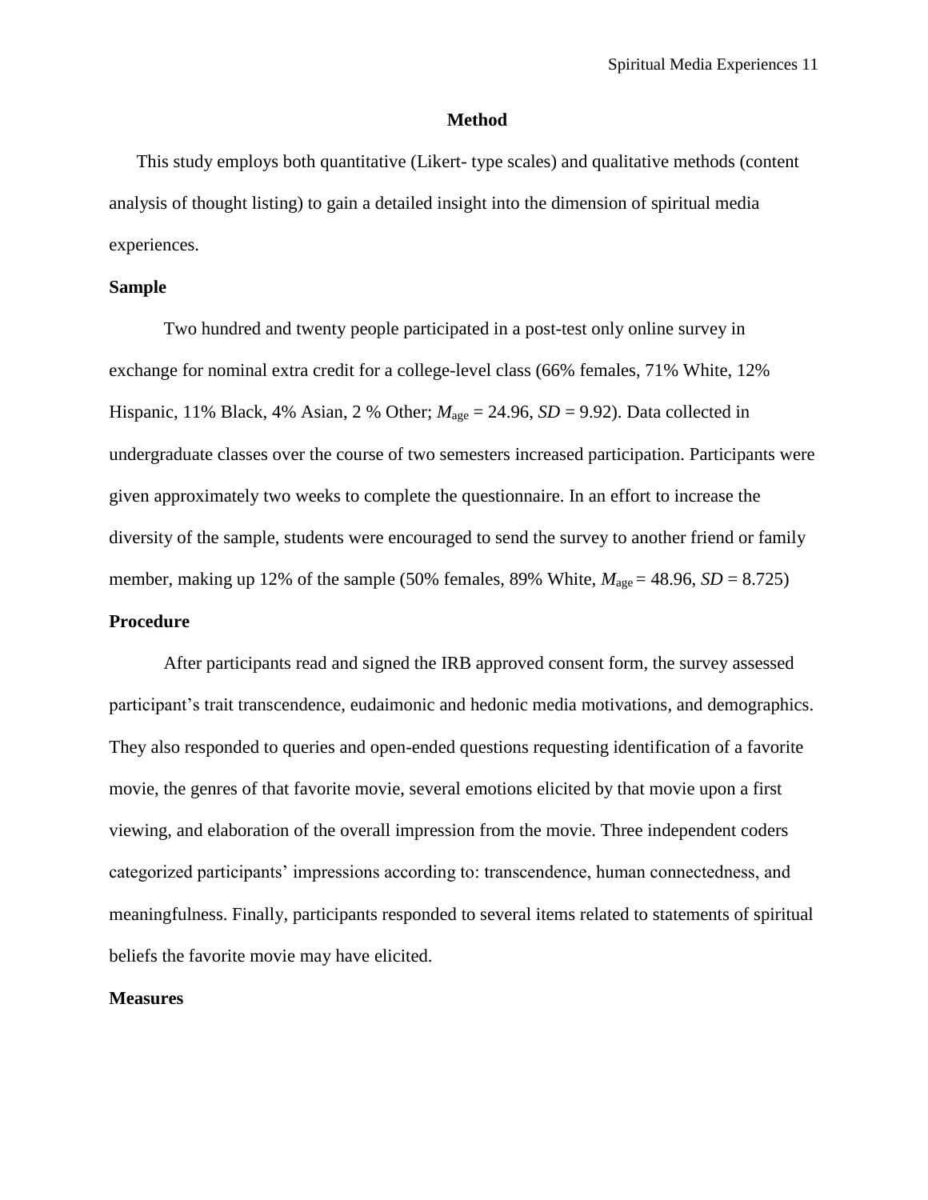# Method

This study employs both quantitative (Likert- type scales) and qualitative methods (content analysis of thought listing) to gain a detailed insight into the dimension of spiritual media experiences.

## Sample

Two hundred and twenty people participated in a post-test only online survey in exchange for nominal extra credit for a college-level class (66% females, 71% White, 12% Hispanic, 11% Black, 4% Asian, 2 % Other; $M_{age}$ = 24.96, $SD$ = 9.92). Data collected in undergraduate classes over the course of two semesters increased participation. Participants were given approximately two weeks to complete the questionnaire. In an effort to increase the diversity of the sample, students were encouraged to send the survey to another friend or family member, making up 12% of the sample (50% females, 89% White, $M_{age}$ = 48.96, $SD$ = 8.725)

## Procedure

After participants read and signed the IRB approved consent form, the survey assessed participant's trait transcendence, eudaimonic and hedonic media motivations, and demographics. They also responded to queries and open-ended questions requesting identification of a favorite movie, the genres of that favorite movie, several emotions elicited by that movie upon a first viewing, and elaboration of the overall impression from the movie. Three independent coders categorized participants' impressions according to: transcendence, human connectedness, and meaningfulness. Finally, participants responded to several items related to statements of spiritual beliefs the favorite movie may have elicited.

## Measures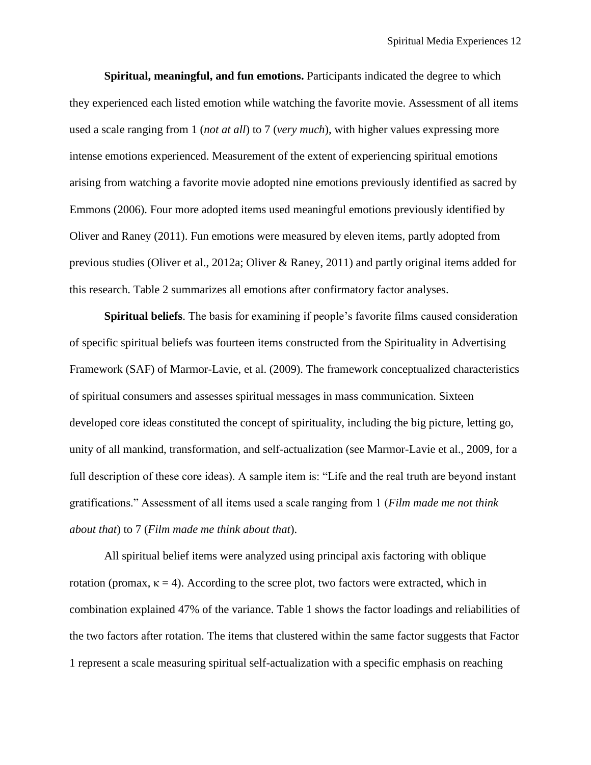**Spiritual, meaningful, and fun emotions.** Participants indicated the degree to which they experienced each listed emotion while watching the favorite movie. Assessment of all items used a scale ranging from 1 (*not at all*) to 7 (*very much*), with higher values expressing more intense emotions experienced. Measurement of the extent of experiencing spiritual emotions arising from watching a favorite movie adopted nine emotions previously identified as sacred by Emmons (2006). Four more adopted items used meaningful emotions previously identified by Oliver and Raney (2011). Fun emotions were measured by eleven items, partly adopted from previous studies (Oliver et al., 2012a; Oliver & Raney, 2011) and partly original items added for this research. Table 2 summarizes all emotions after confirmatory factor analyses.

**Spiritual beliefs**. The basis for examining if people's favorite films caused consideration of specific spiritual beliefs was fourteen items constructed from the Spirituality in Advertising Framework (SAF) of Marmor-Lavie, et al. (2009). The framework conceptualized characteristics of spiritual consumers and assesses spiritual messages in mass communication. Sixteen developed core ideas constituted the concept of spirituality, including the big picture, letting go, unity of all mankind, transformation, and self-actualization (see Marmor-Lavie et al., 2009, for a full description of these core ideas). A sample item is: "Life and the real truth are beyond instant gratifications." Assessment of all items used a scale ranging from 1 (*Film made me not think about that*) to 7 (*Film made me think about that*).

All spiritual belief items were analyzed using principal axis factoring with oblique rotation (promax, $\kappa = 4$). According to the scree plot, two factors were extracted, which in combination explained 47% of the variance. Table 1 shows the factor loadings and reliabilities of the two factors after rotation. The items that clustered within the same factor suggests that Factor 1 represent a scale measuring spiritual self-actualization with a specific emphasis on reaching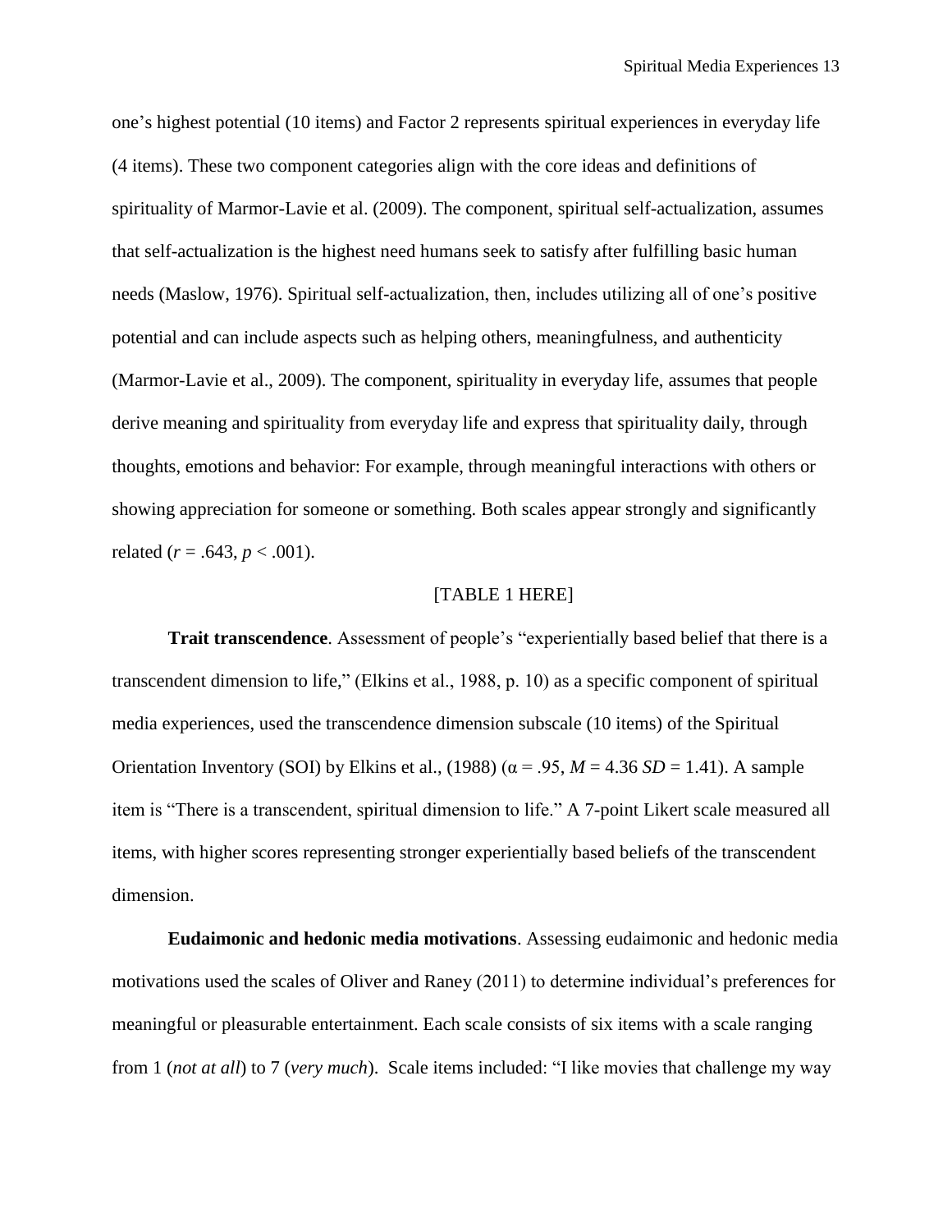one's highest potential (10 items) and Factor 2 represents spiritual experiences in everyday life (4 items). These two component categories align with the core ideas and definitions of spirituality of Marmor-Lavie et al. (2009). The component, spiritual self-actualization, assumes that self-actualization is the highest need humans seek to satisfy after fulfilling basic human needs (Maslow, 1976). Spiritual self-actualization, then, includes utilizing all of one's positive potential and can include aspects such as helping others, meaningfulness, and authenticity (Marmor-Lavie et al., 2009). The component, spirituality in everyday life, assumes that people derive meaning and spirituality from everyday life and express that spirituality daily, through thoughts, emotions and behavior: For example, through meaningful interactions with others or showing appreciation for someone or something. Both scales appear strongly and significantly related ($r = .643$, $p < .001$).

[TABLE 1 HERE]

**Trait transcendence**. Assessment of people's "experientially based belief that there is a transcendent dimension to life," (Elkins et al., 1988, p. 10) as a specific component of spiritual media experiences, used the transcendence dimension subscale (10 items) of the Spiritual Orientation Inventory (SOI) by Elkins et al., (1988) ($\alpha = .95$, $M = 4.36$ $SD = 1.41$). A sample item is "There is a transcendent, spiritual dimension to life." A 7-point Likert scale measured all items, with higher scores representing stronger experientially based beliefs of the transcendent dimension.

**Eudaimonic and hedonic media motivations**. Assessing eudaimonic and hedonic media motivations used the scales of Oliver and Raney (2011) to determine individual's preferences for meaningful or pleasurable entertainment. Each scale consists of six items with a scale ranging from 1 (*not at all*) to 7 (*very much*). Scale items included: "I like movies that challenge my way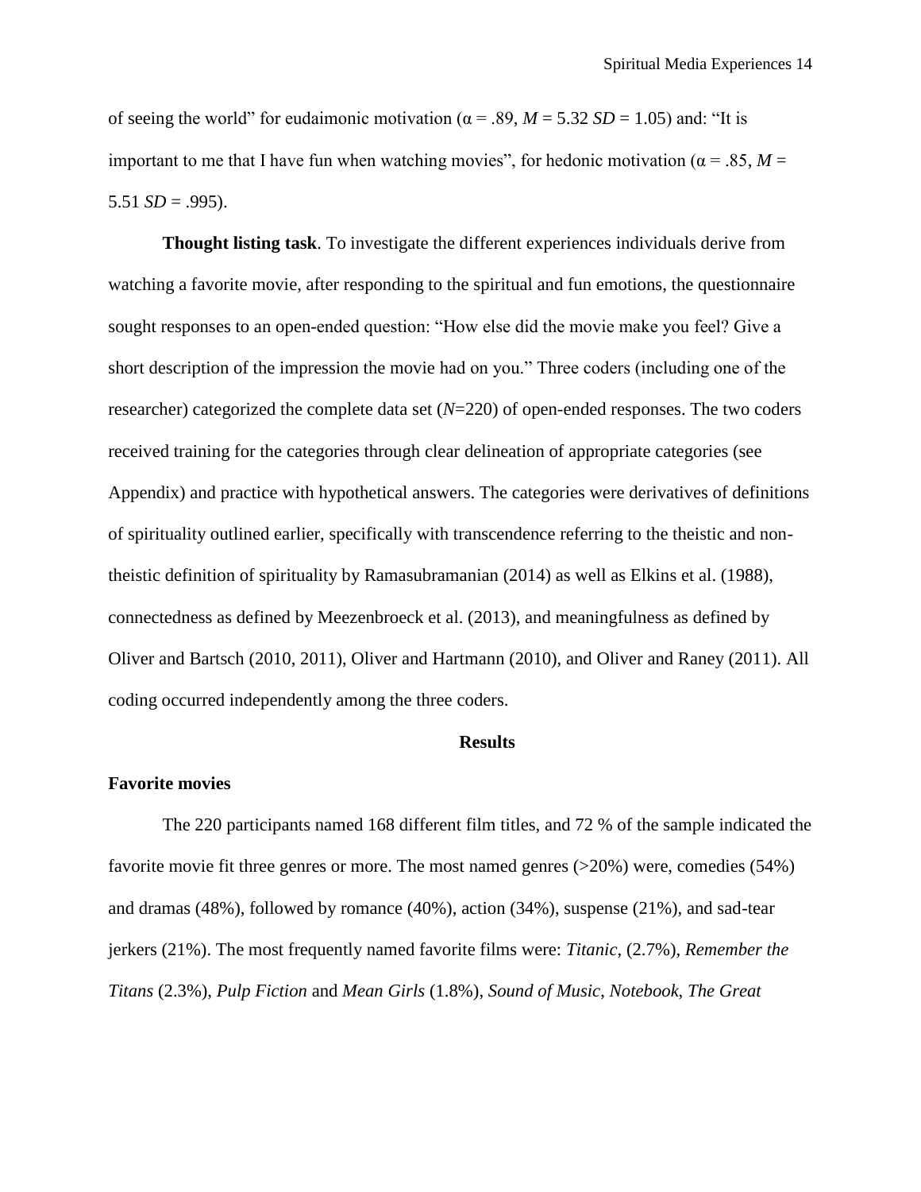of seeing the world" for eudaimonic motivation ($\alpha = .89$, $M = 5.32$ $SD = 1.05$) and: "It is important to me that I have fun when watching movies", for hedonic motivation ($\alpha = .85$, $M = 5.51$ $SD = .995$).

**Thought listing task**. To investigate the different experiences individuals derive from watching a favorite movie, after responding to the spiritual and fun emotions, the questionnaire sought responses to an open-ended question: "How else did the movie make you feel? Give a short description of the impression the movie had on you." Three coders (including one of the researcher) categorized the complete data set ($N$=220) of open-ended responses. The two coders received training for the categories through clear delineation of appropriate categories (see Appendix) and practice with hypothetical answers. The categories were derivatives of definitions of spirituality outlined earlier, specifically with transcendence referring to the theistic and non-theistic definition of spirituality by Ramasubramanian (2014) as well as Elkins et al. (1988), connectedness as defined by Meezenbroeck et al. (2013), and meaningfulness as defined by Oliver and Bartsch (2010, 2011), Oliver and Hartmann (2010), and Oliver and Raney (2011). All coding occurred independently among the three coders.

## Results

### Favorite movies

The 220 participants named 168 different film titles, and 72 % of the sample indicated the favorite movie fit three genres or more. The most named genres (>20%) were, comedies (54%) and dramas (48%), followed by romance (40%), action (34%), suspense (21%), and sad-tear jerkers (21%). The most frequently named favorite films were: *Titanic*, (2.7%), *Remember the Titans* (2.3%), *Pulp Fiction* and *Mean Girls* (1.8%), *Sound of Music*, *Notebook*, *The Great*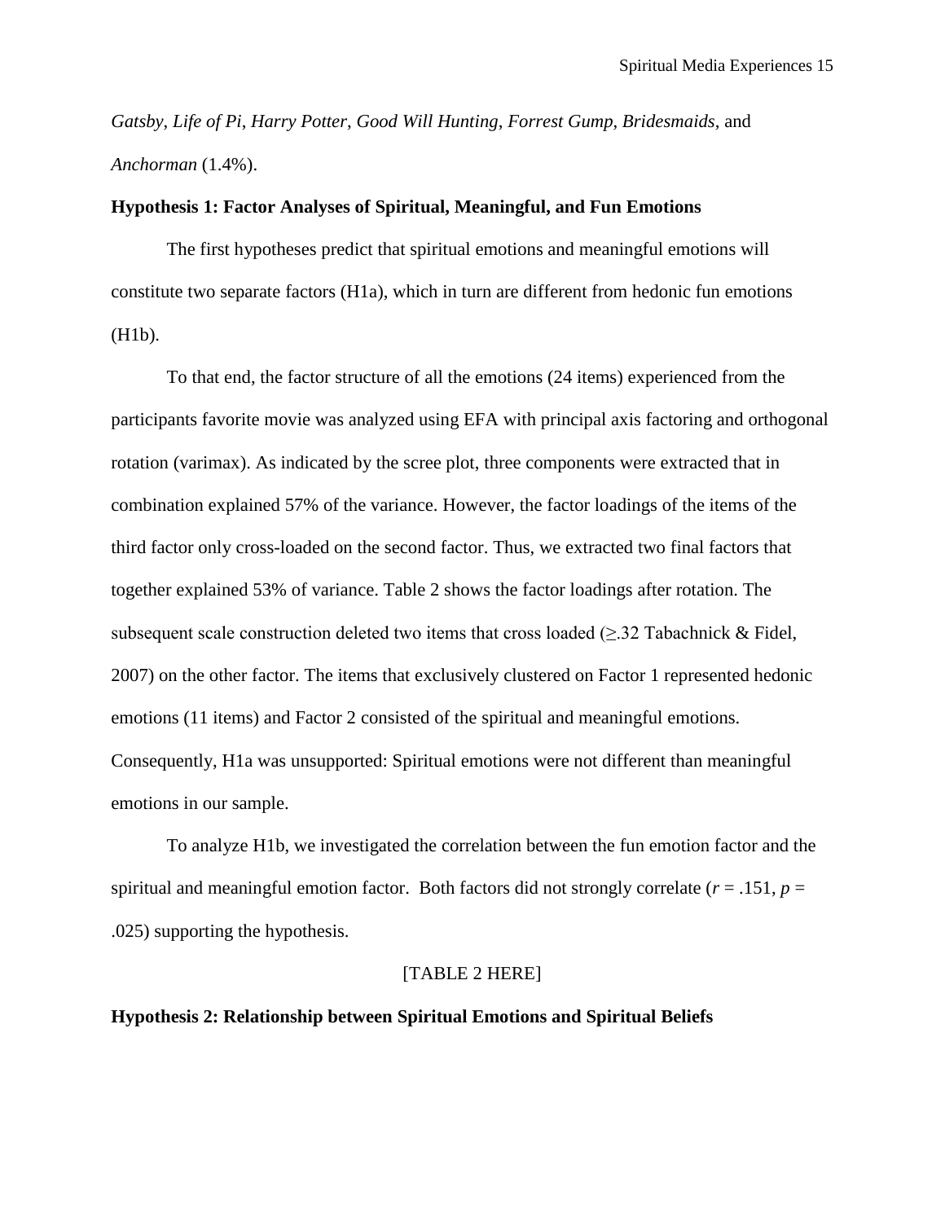*Gatsby*, *Life of Pi*, *Harry Potter*, *Good Will Hunting*, *Forrest Gump*, *Bridesmaids*, and *Anchorman* (1.4%).

**Hypothesis 1: Factor Analyses of Spiritual, Meaningful, and Fun Emotions**

The first hypotheses predict that spiritual emotions and meaningful emotions will constitute two separate factors (H1a), which in turn are different from hedonic fun emotions (H1b).

To that end, the factor structure of all the emotions (24 items) experienced from the participants favorite movie was analyzed using EFA with principal axis factoring and orthogonal rotation (varimax). As indicated by the scree plot, three components were extracted that in combination explained 57% of the variance. However, the factor loadings of the items of the third factor only cross-loaded on the second factor. Thus, we extracted two final factors that together explained 53% of variance. Table 2 shows the factor loadings after rotation. The subsequent scale construction deleted two items that cross loaded ($\geq$.32 Tabachnick & Fidel, 2007) on the other factor. The items that exclusively clustered on Factor 1 represented hedonic emotions (11 items) and Factor 2 consisted of the spiritual and meaningful emotions. Consequently, H1a was unsupported: Spiritual emotions were not different than meaningful emotions in our sample.

To analyze H1b, we investigated the correlation between the fun emotion factor and the spiritual and meaningful emotion factor. Both factors did not strongly correlate ($r$ = .151, $p$ = .025) supporting the hypothesis.

[TABLE 2 HERE]

**Hypothesis 2: Relationship between Spiritual Emotions and Spiritual Beliefs**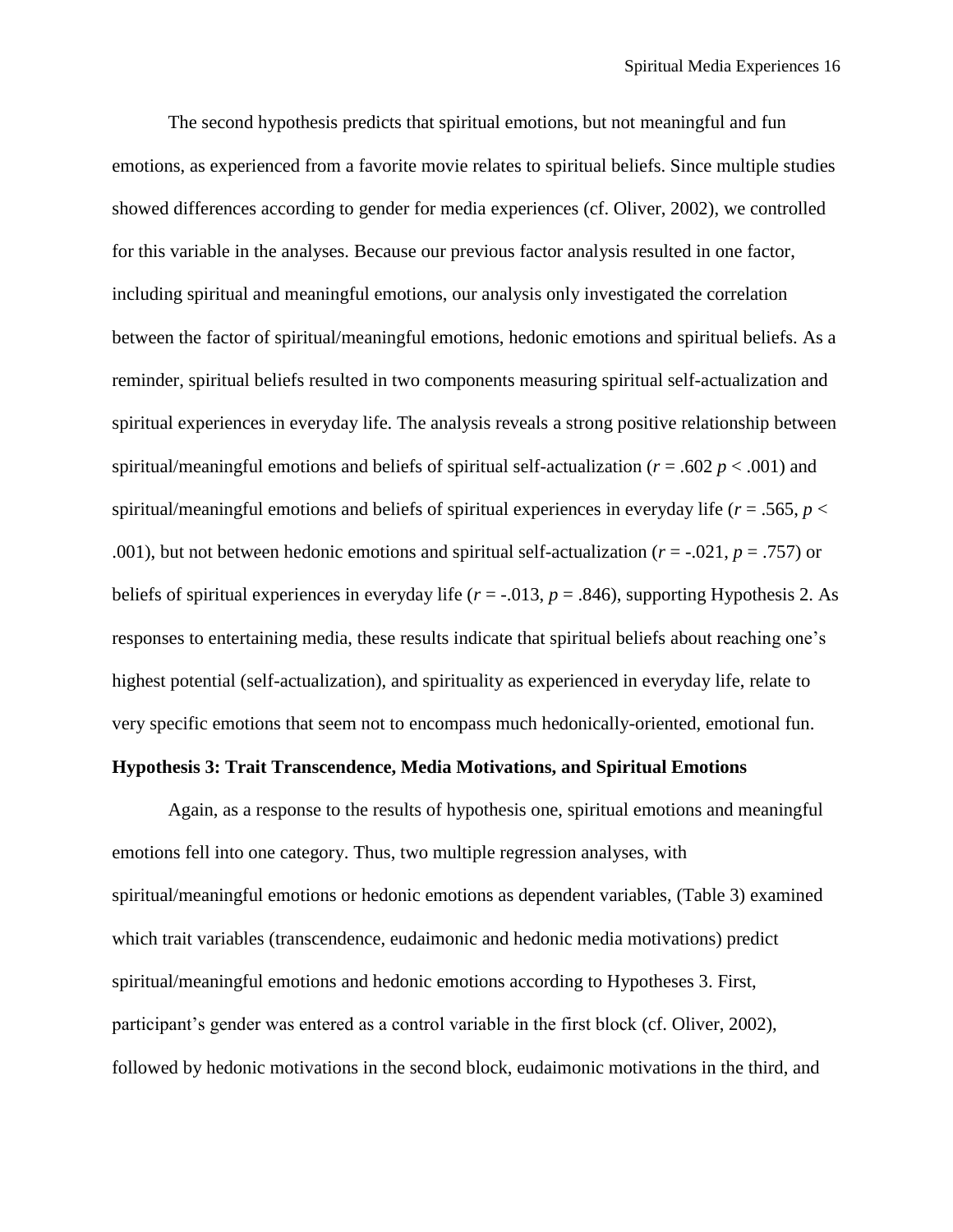The second hypothesis predicts that spiritual emotions, but not meaningful and fun emotions, as experienced from a favorite movie relates to spiritual beliefs. Since multiple studies showed differences according to gender for media experiences (cf. Oliver, 2002), we controlled for this variable in the analyses. Because our previous factor analysis resulted in one factor, including spiritual and meaningful emotions, our analysis only investigated the correlation between the factor of spiritual/meaningful emotions, hedonic emotions and spiritual beliefs. As a reminder, spiritual beliefs resulted in two components measuring spiritual self-actualization and spiritual experiences in everyday life. The analysis reveals a strong positive relationship between spiritual/meaningful emotions and beliefs of spiritual self-actualization ($r = .602$ $p < .001$) and spiritual/meaningful emotions and beliefs of spiritual experiences in everyday life ($r = .565$, $p < .001$), but not between hedonic emotions and spiritual self-actualization ($r = -.021$, $p = .757$) or beliefs of spiritual experiences in everyday life ($r = -.013$, $p = .846$), supporting Hypothesis 2. As responses to entertaining media, these results indicate that spiritual beliefs about reaching one's highest potential (self-actualization), and spirituality as experienced in everyday life, relate to very specific emotions that seem not to encompass much hedonically-oriented, emotional fun.

**Hypothesis 3: Trait Transcendence, Media Motivations, and Spiritual Emotions**

Again, as a response to the results of hypothesis one, spiritual emotions and meaningful emotions fell into one category. Thus, two multiple regression analyses, with spiritual/meaningful emotions or hedonic emotions as dependent variables, (Table 3) examined which trait variables (transcendence, eudaimonic and hedonic media motivations) predict spiritual/meaningful emotions and hedonic emotions according to Hypotheses 3. First, participant's gender was entered as a control variable in the first block (cf. Oliver, 2002), followed by hedonic motivations in the second block, eudaimonic motivations in the third, and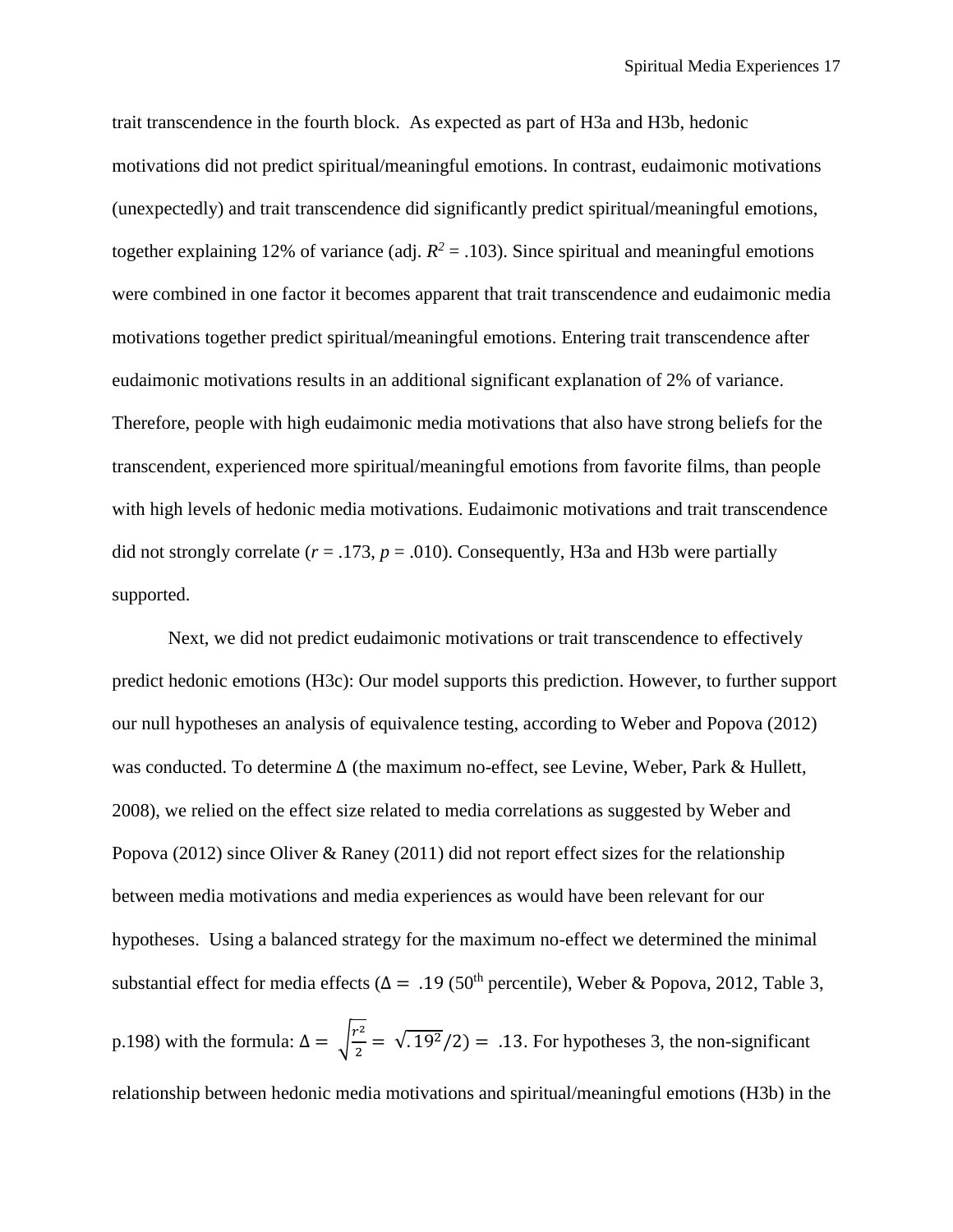trait transcendence in the fourth block. As expected as part of H3a and H3b, hedonic motivations did not predict spiritual/meaningful emotions. In contrast, eudaimonic motivations (unexpectedly) and trait transcendence did significantly predict spiritual/meaningful emotions, together explaining 12% of variance (adj. $R^2$ = .103). Since spiritual and meaningful emotions were combined in one factor it becomes apparent that trait transcendence and eudaimonic media motivations together predict spiritual/meaningful emotions. Entering trait transcendence after eudaimonic motivations results in an additional significant explanation of 2% of variance. Therefore, people with high eudaimonic media motivations that also have strong beliefs for the transcendent, experienced more spiritual/meaningful emotions from favorite films, than people with high levels of hedonic media motivations. Eudaimonic motivations and trait transcendence did not strongly correlate ($r$ = .173, $p$ = .010). Consequently, H3a and H3b were partially supported.

Next, we did not predict eudaimonic motivations or trait transcendence to effectively predict hedonic emotions (H3c): Our model supports this prediction. However, to further support our null hypotheses an analysis of equivalence testing, according to Weber and Popova (2012) was conducted. To determine Δ (the maximum no-effect, see Levine, Weber, Park & Hullett, 2008), we relied on the effect size related to media correlations as suggested by Weber and Popova (2012) since Oliver & Raney (2011) did not report effect sizes for the relationship between media motivations and media experiences as would have been relevant for our hypotheses. Using a balanced strategy for the maximum no-effect we determined the minimal substantial effect for media effects ($\Delta = .19$ (50th percentile), Weber & Popova, 2012, Table 3, p.198) with the formula: $\Delta = \sqrt{\frac{r^2}{2}} = \sqrt{.19^2}/2) = .13$. For hypotheses 3, the non-significant relationship between hedonic media motivations and spiritual/meaningful emotions (H3b) in the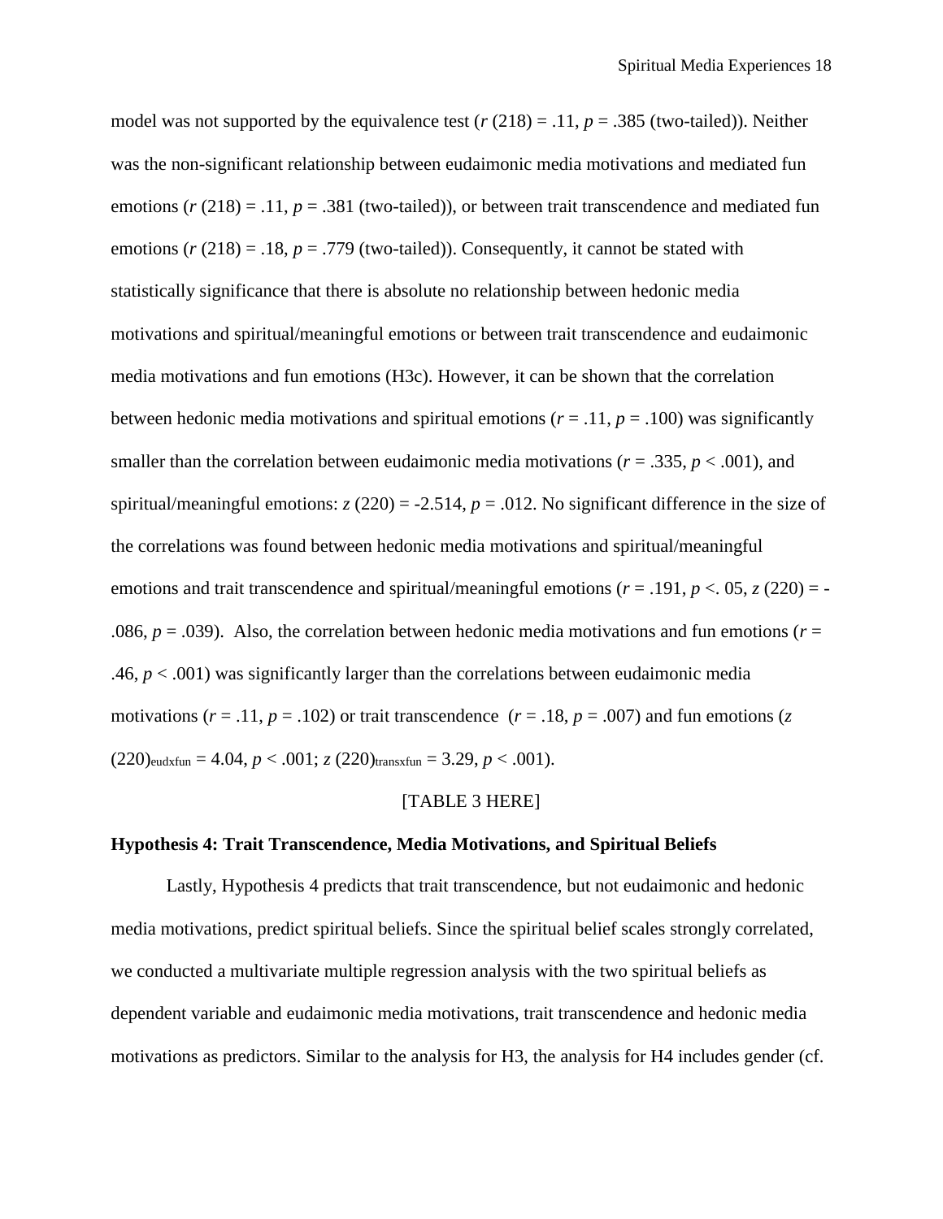model was not supported by the equivalence test ($r$ (218) = .11, $p$ = .385 (two-tailed)). Neither was the non-significant relationship between eudaimonic media motivations and mediated fun emotions ($r$ (218) = .11, $p$ = .381 (two-tailed)), or between trait transcendence and mediated fun emotions ($r$ (218) = .18, $p$ = .779 (two-tailed)). Consequently, it cannot be stated with statistically significance that there is absolute no relationship between hedonic media motivations and spiritual/meaningful emotions or between trait transcendence and eudaimonic media motivations and fun emotions (H3c). However, it can be shown that the correlation between hedonic media motivations and spiritual emotions ($r$ = .11, $p$ = .100) was significantly smaller than the correlation between eudaimonic media motivations ($r$ = .335, $p$ < .001), and spiritual/meaningful emotions: $z$ (220) = -2.514, $p$ = .012. No significant difference in the size of the correlations was found between hedonic media motivations and spiritual/meaningful emotions and trait transcendence and spiritual/meaningful emotions ($r$ = .191, $p$ <. 05, $z$ (220) = -.086, $p$ = .039). Also, the correlation between hedonic media motivations and fun emotions ($r$ = .46, $p$ < .001) was significantly larger than the correlations between eudaimonic media motivations ($r$ = .11, $p$ = .102) or trait transcendence ($r$ = .18, $p$ = .007) and fun emotions ($z$ $(220)_{eudxfun}$ = 4.04, $p$ < .001; $z$ $(220)_{transxfun}$ = 3.29, $p$ < .001).

[TABLE 3 HERE]

**Hypothesis 4: Trait Transcendence, Media Motivations, and Spiritual Beliefs**

Lastly, Hypothesis 4 predicts that trait transcendence, but not eudaimonic and hedonic media motivations, predict spiritual beliefs. Since the spiritual belief scales strongly correlated, we conducted a multivariate multiple regression analysis with the two spiritual beliefs as dependent variable and eudaimonic media motivations, trait transcendence and hedonic media motivations as predictors. Similar to the analysis for H3, the analysis for H4 includes gender (cf.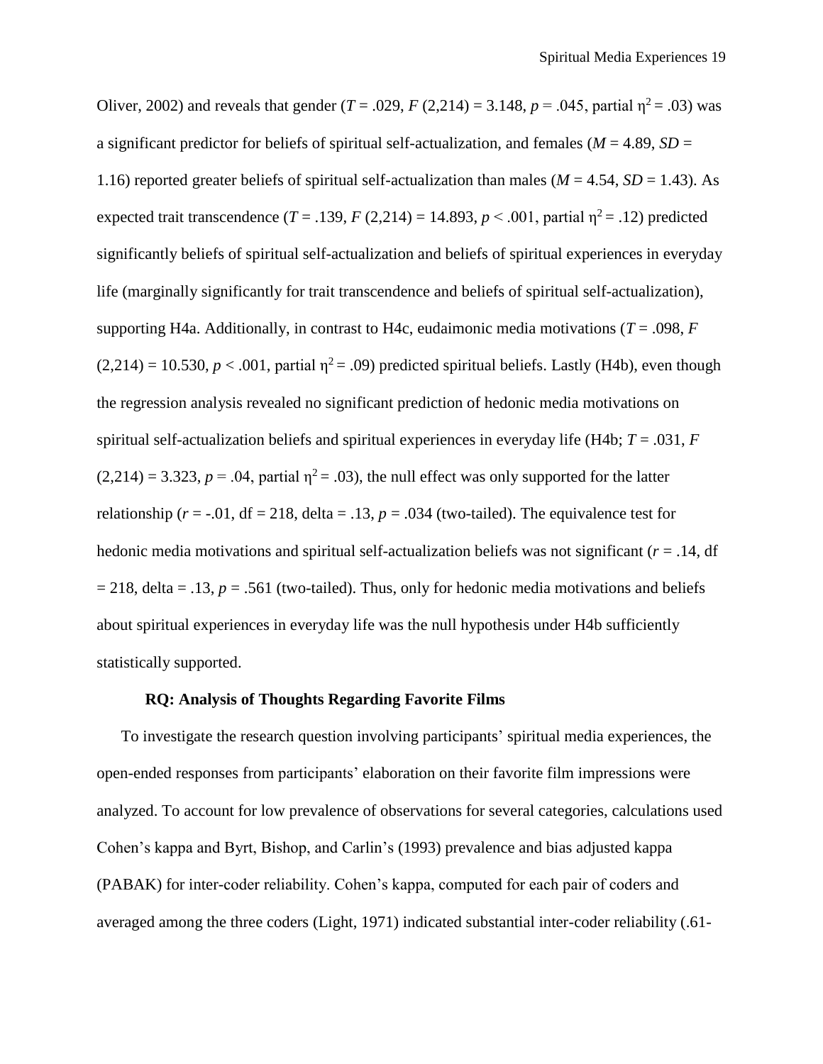Oliver, 2002) and reveals that gender ($T = .029$, $F$ (2,214) = 3.148, $p = .045$, partial $\eta^2 = .03$) was a significant predictor for beliefs of spiritual self-actualization, and females ($M = 4.89$, $SD = 1.16$) reported greater beliefs of spiritual self-actualization than males ($M = 4.54$, $SD = 1.43$). As expected trait transcendence ($T = .139$, $F$ (2,214) = 14.893, $p < .001$, partial $\eta^2 = .12$) predicted significantly beliefs of spiritual self-actualization and beliefs of spiritual experiences in everyday life (marginally significantly for trait transcendence and beliefs of spiritual self-actualization), supporting H4a. Additionally, in contrast to H4c, eudaimonic media motivations ($T = .098$, $F$ (2,214) = 10.530, $p < .001$, partial $\eta^2 = .09$) predicted spiritual beliefs. Lastly (H4b), even though the regression analysis revealed no significant prediction of hedonic media motivations on spiritual self-actualization beliefs and spiritual experiences in everyday life (H4b; $T = .031$, $F$ (2,214) = 3.323, $p = .04$, partial $\eta^2 = .03$), the null effect was only supported for the latter relationship ($r = -.01$, df = 218, delta = .13, $p = .034$ (two-tailed). The equivalence test for hedonic media motivations and spiritual self-actualization beliefs was not significant ($r = .14$, df = 218, delta = .13, $p = .561$ (two-tailed). Thus, only for hedonic media motivations and beliefs about spiritual experiences in everyday life was the null hypothesis under H4b sufficiently statistically supported.

**RQ: Analysis of Thoughts Regarding Favorite Films**

To investigate the research question involving participants' spiritual media experiences, the open-ended responses from participants' elaboration on their favorite film impressions were analyzed. To account for low prevalence of observations for several categories, calculations used Cohen's kappa and Byrt, Bishop, and Carlin's (1993) prevalence and bias adjusted kappa (PABAK) for inter-coder reliability. Cohen's kappa, computed for each pair of coders and averaged among the three coders (Light, 1971) indicated substantial inter-coder reliability (.61-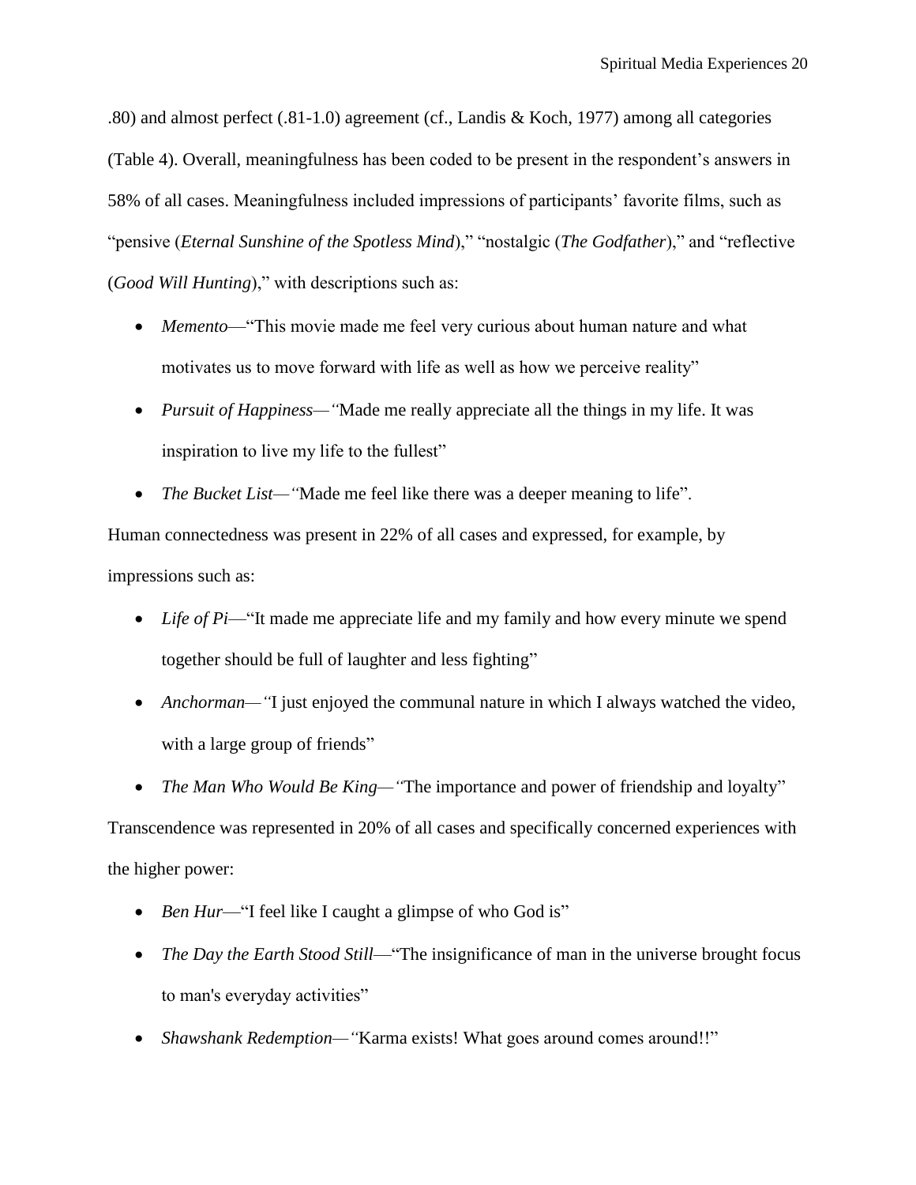.80) and almost perfect (.81-1.0) agreement (cf., Landis & Koch, 1977) among all categories (Table 4). Overall, meaningfulness has been coded to be present in the respondent's answers in 58% of all cases. Meaningfulness included impressions of participants' favorite films, such as "pensive (*Eternal Sunshine of the Spotless Mind*)," "nostalgic (*The Godfather*)," and "reflective (*Good Will Hunting*)," with descriptions such as:

- *Memento*—"This movie made me feel very curious about human nature and what motivates us to move forward with life as well as how we perceive reality"
- *Pursuit of Happiness—"*Made me really appreciate all the things in my life. It was inspiration to live my life to the fullest"
- *The Bucket List—"*Made me feel like there was a deeper meaning to life".

Human connectedness was present in 22% of all cases and expressed, for example, by impressions such as:

- *Life of Pi*—"It made me appreciate life and my family and how every minute we spend together should be full of laughter and less fighting"
- *Anchorman—"*I just enjoyed the communal nature in which I always watched the video, with a large group of friends"
- *The Man Who Would Be King—"*The importance and power of friendship and loyalty"

Transcendence was represented in 20% of all cases and specifically concerned experiences with the higher power:

- *Ben Hur*—"I feel like I caught a glimpse of who God is"
- *The Day the Earth Stood Still*—"The insignificance of man in the universe brought focus to man's everyday activities"
- *Shawshank Redemption—"*Karma exists! What goes around comes around!!"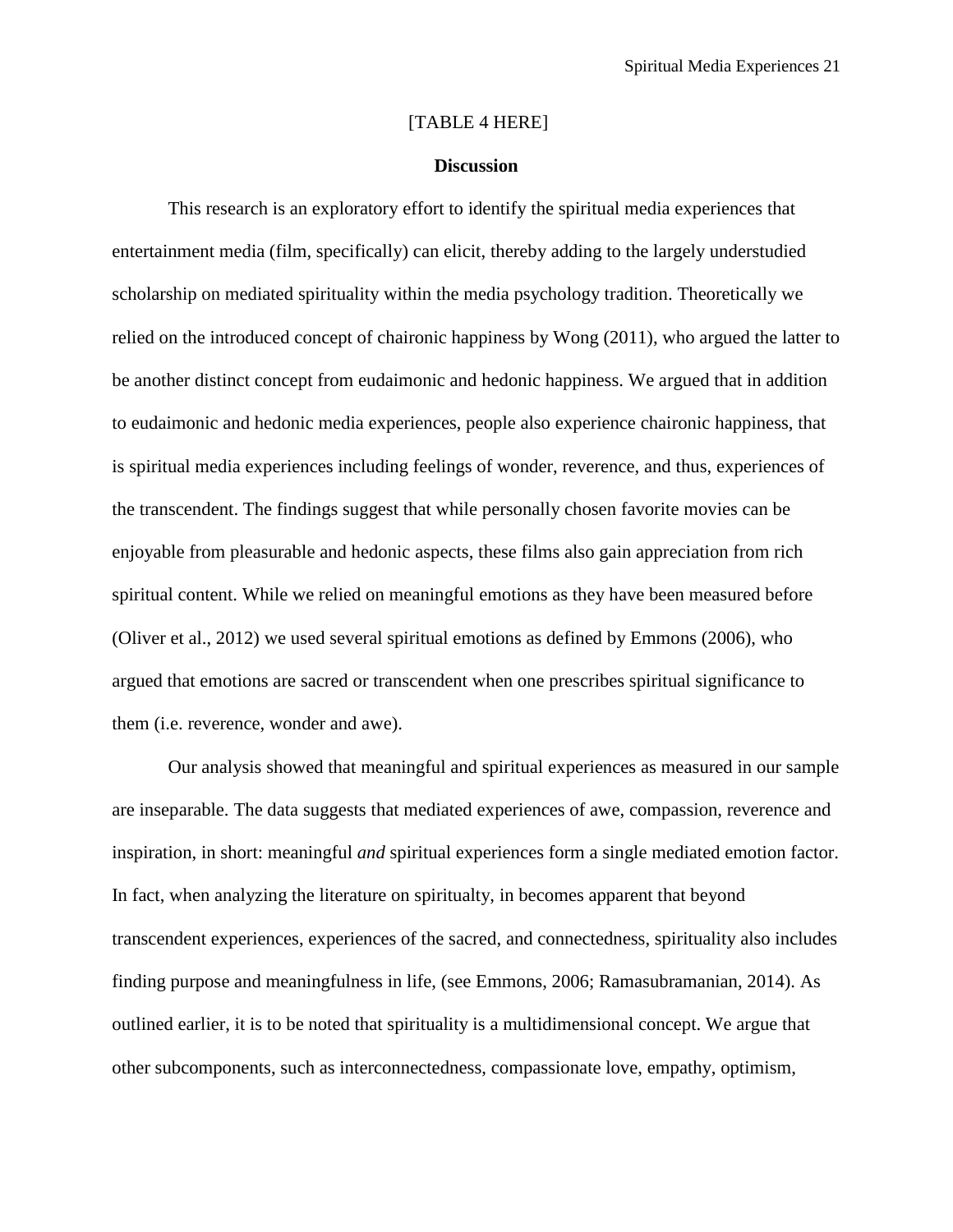[TABLE 4 HERE]

## Discussion

This research is an exploratory effort to identify the spiritual media experiences that entertainment media (film, specifically) can elicit, thereby adding to the largely understudied scholarship on mediated spirituality within the media psychology tradition. Theoretically we relied on the introduced concept of chaironic happiness by Wong (2011), who argued the latter to be another distinct concept from eudaimonic and hedonic happiness. We argued that in addition to eudaimonic and hedonic media experiences, people also experience chaironic happiness, that is spiritual media experiences including feelings of wonder, reverence, and thus, experiences of the transcendent. The findings suggest that while personally chosen favorite movies can be enjoyable from pleasurable and hedonic aspects, these films also gain appreciation from rich spiritual content. While we relied on meaningful emotions as they have been measured before (Oliver et al., 2012) we used several spiritual emotions as defined by Emmons (2006), who argued that emotions are sacred or transcendent when one prescribes spiritual significance to them (i.e. reverence, wonder and awe).

Our analysis showed that meaningful and spiritual experiences as measured in our sample are inseparable. The data suggests that mediated experiences of awe, compassion, reverence and inspiration, in short: meaningful *and* spiritual experiences form a single mediated emotion factor. In fact, when analyzing the literature on spiritualty, in becomes apparent that beyond transcendent experiences, experiences of the sacred, and connectedness, spirituality also includes finding purpose and meaningfulness in life, (see Emmons, 2006; Ramasubramanian, 2014). As outlined earlier, it is to be noted that spirituality is a multidimensional concept. We argue that other subcomponents, such as interconnectedness, compassionate love, empathy, optimism,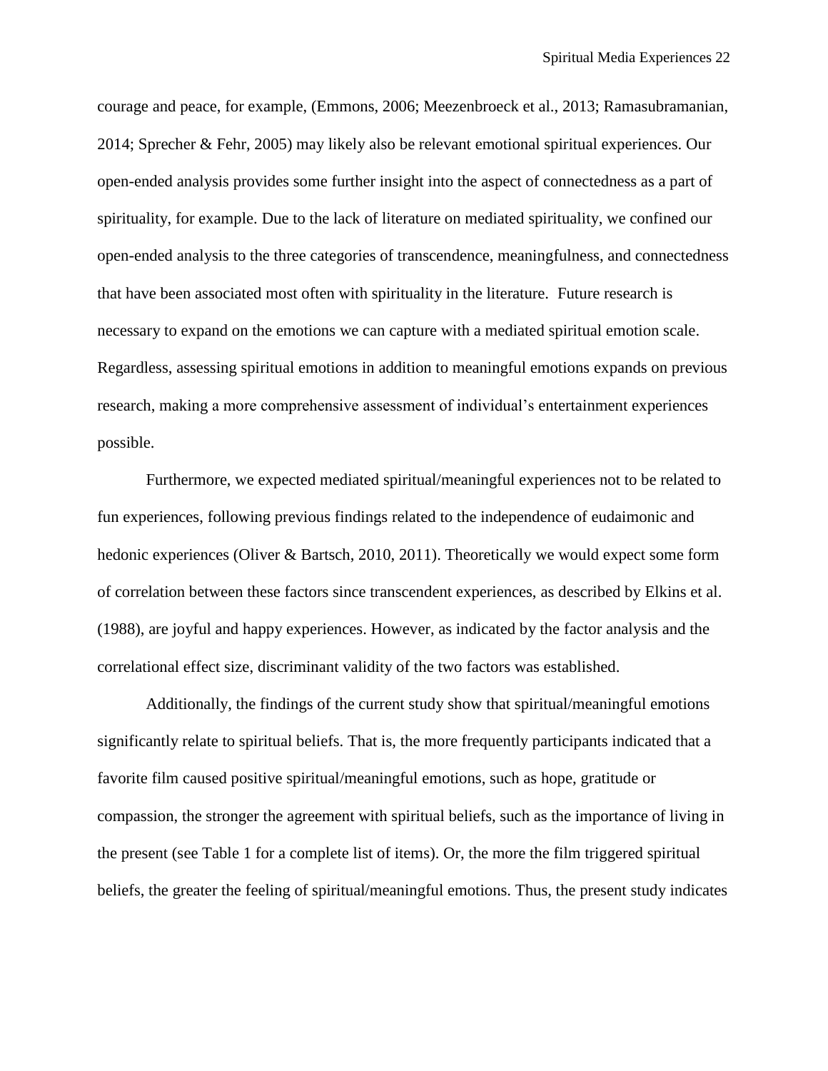courage and peace, for example, (Emmons, 2006; Meezenbroeck et al., 2013; Ramasubramanian, 2014; Sprecher & Fehr, 2005) may likely also be relevant emotional spiritual experiences. Our open-ended analysis provides some further insight into the aspect of connectedness as a part of spirituality, for example. Due to the lack of literature on mediated spirituality, we confined our open-ended analysis to the three categories of transcendence, meaningfulness, and connectedness that have been associated most often with spirituality in the literature. Future research is necessary to expand on the emotions we can capture with a mediated spiritual emotion scale. Regardless, assessing spiritual emotions in addition to meaningful emotions expands on previous research, making a more comprehensive assessment of individual's entertainment experiences possible.

Furthermore, we expected mediated spiritual/meaningful experiences not to be related to fun experiences, following previous findings related to the independence of eudaimonic and hedonic experiences (Oliver & Bartsch, 2010, 2011). Theoretically we would expect some form of correlation between these factors since transcendent experiences, as described by Elkins et al. (1988), are joyful and happy experiences. However, as indicated by the factor analysis and the correlational effect size, discriminant validity of the two factors was established.

Additionally, the findings of the current study show that spiritual/meaningful emotions significantly relate to spiritual beliefs. That is, the more frequently participants indicated that a favorite film caused positive spiritual/meaningful emotions, such as hope, gratitude or compassion, the stronger the agreement with spiritual beliefs, such as the importance of living in the present (see Table 1 for a complete list of items). Or, the more the film triggered spiritual beliefs, the greater the feeling of spiritual/meaningful emotions. Thus, the present study indicates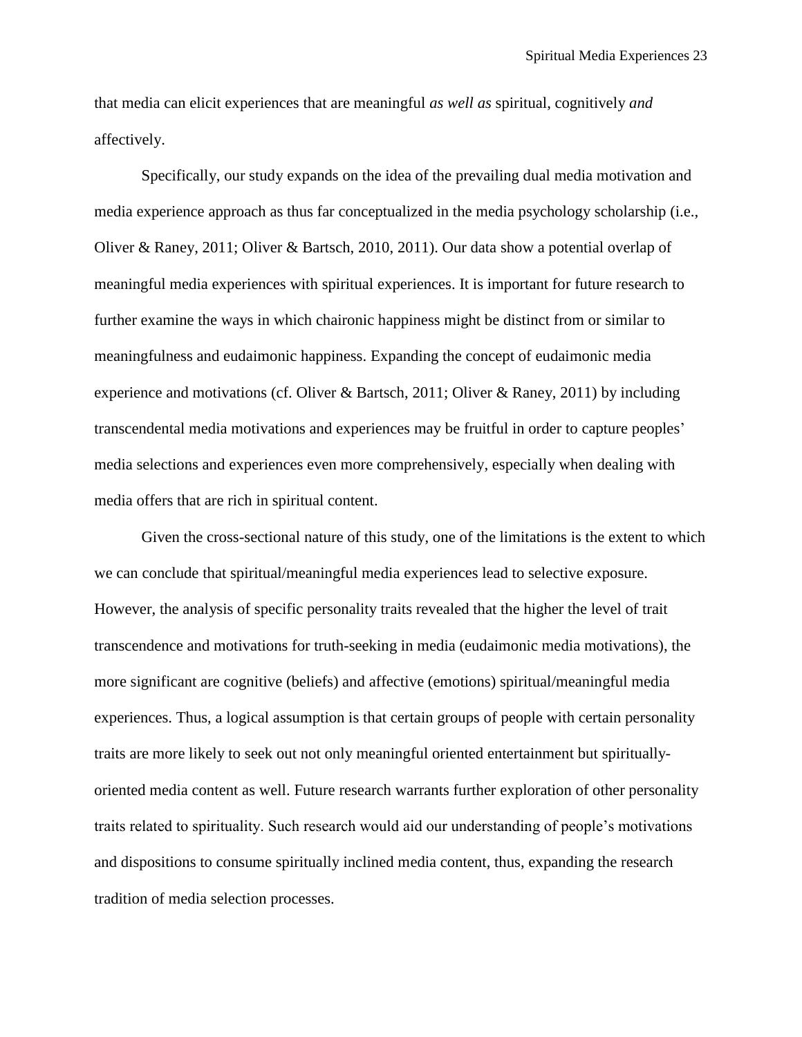that media can elicit experiences that are meaningful *as well as* spiritual, cognitively *and* affectively.

Specifically, our study expands on the idea of the prevailing dual media motivation and media experience approach as thus far conceptualized in the media psychology scholarship (i.e., Oliver & Raney, 2011; Oliver & Bartsch, 2010, 2011). Our data show a potential overlap of meaningful media experiences with spiritual experiences. It is important for future research to further examine the ways in which chaironic happiness might be distinct from or similar to meaningfulness and eudaimonic happiness. Expanding the concept of eudaimonic media experience and motivations (cf. Oliver & Bartsch, 2011; Oliver & Raney, 2011) by including transcendental media motivations and experiences may be fruitful in order to capture peoples' media selections and experiences even more comprehensively, especially when dealing with media offers that are rich in spiritual content.

Given the cross-sectional nature of this study, one of the limitations is the extent to which we can conclude that spiritual/meaningful media experiences lead to selective exposure. However, the analysis of specific personality traits revealed that the higher the level of trait transcendence and motivations for truth-seeking in media (eudaimonic media motivations), the more significant are cognitive (beliefs) and affective (emotions) spiritual/meaningful media experiences. Thus, a logical assumption is that certain groups of people with certain personality traits are more likely to seek out not only meaningful oriented entertainment but spiritually-oriented media content as well. Future research warrants further exploration of other personality traits related to spirituality. Such research would aid our understanding of people's motivations and dispositions to consume spiritually inclined media content, thus, expanding the research tradition of media selection processes.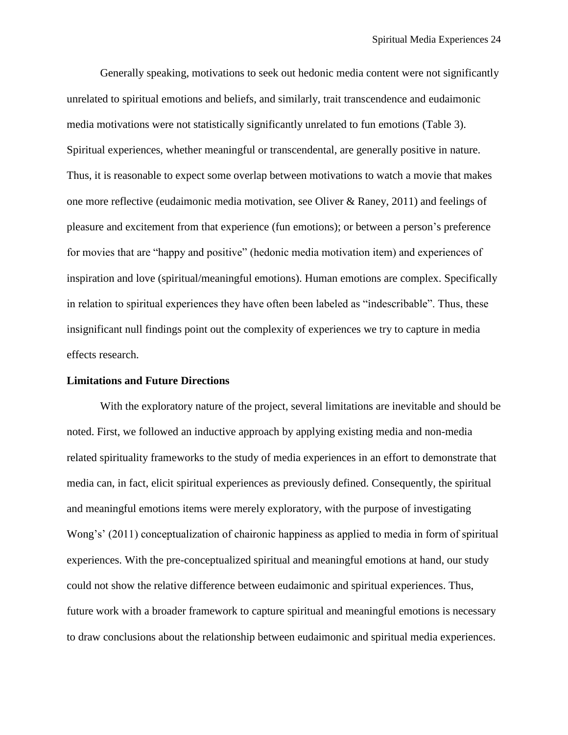Generally speaking, motivations to seek out hedonic media content were not significantly unrelated to spiritual emotions and beliefs, and similarly, trait transcendence and eudaimonic media motivations were not statistically significantly unrelated to fun emotions (Table 3). Spiritual experiences, whether meaningful or transcendental, are generally positive in nature. Thus, it is reasonable to expect some overlap between motivations to watch a movie that makes one more reflective (eudaimonic media motivation, see Oliver & Raney, 2011) and feelings of pleasure and excitement from that experience (fun emotions); or between a person's preference for movies that are "happy and positive" (hedonic media motivation item) and experiences of inspiration and love (spiritual/meaningful emotions). Human emotions are complex. Specifically in relation to spiritual experiences they have often been labeled as "indescribable". Thus, these insignificant null findings point out the complexity of experiences we try to capture in media effects research.

**Limitations and Future Directions**

With the exploratory nature of the project, several limitations are inevitable and should be noted. First, we followed an inductive approach by applying existing media and non-media related spirituality frameworks to the study of media experiences in an effort to demonstrate that media can, in fact, elicit spiritual experiences as previously defined. Consequently, the spiritual and meaningful emotions items were merely exploratory, with the purpose of investigating Wong's' (2011) conceptualization of chaironic happiness as applied to media in form of spiritual experiences. With the pre-conceptualized spiritual and meaningful emotions at hand, our study could not show the relative difference between eudaimonic and spiritual experiences. Thus, future work with a broader framework to capture spiritual and meaningful emotions is necessary to draw conclusions about the relationship between eudaimonic and spiritual media experiences.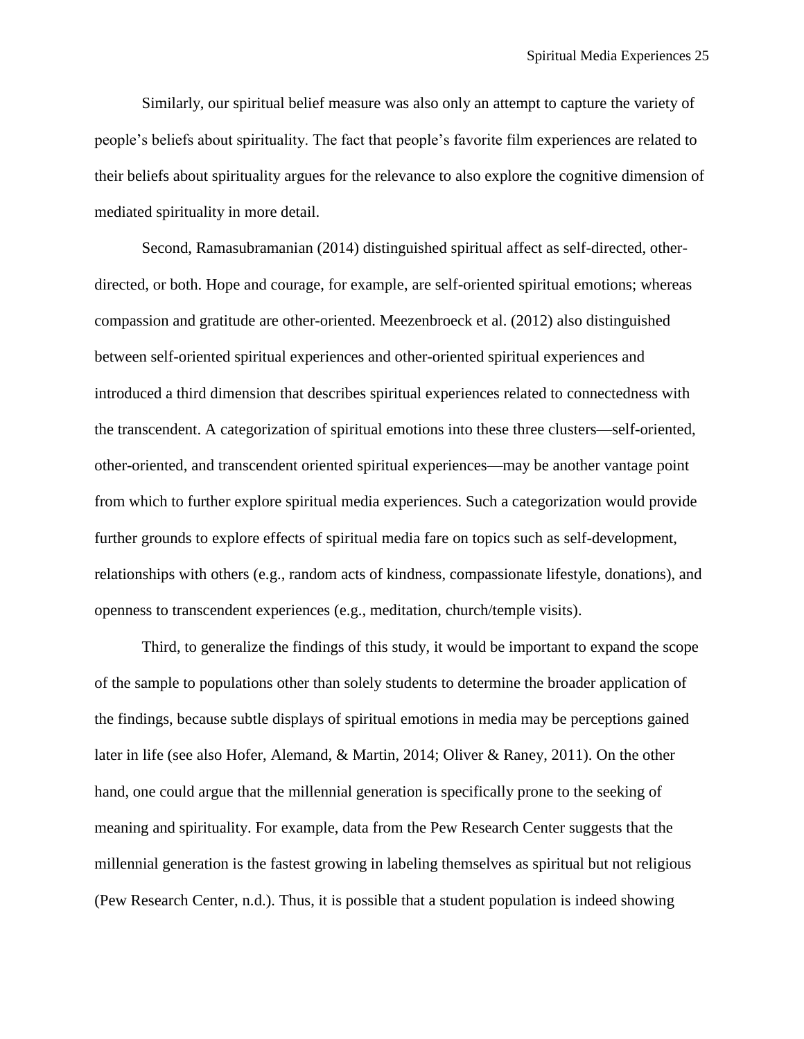Similarly, our spiritual belief measure was also only an attempt to capture the variety of people's beliefs about spirituality. The fact that people's favorite film experiences are related to their beliefs about spirituality argues for the relevance to also explore the cognitive dimension of mediated spirituality in more detail.

Second, Ramasubramanian (2014) distinguished spiritual affect as self-directed, other-directed, or both. Hope and courage, for example, are self-oriented spiritual emotions; whereas compassion and gratitude are other-oriented. Meezenbroeck et al. (2012) also distinguished between self-oriented spiritual experiences and other-oriented spiritual experiences and introduced a third dimension that describes spiritual experiences related to connectedness with the transcendent. A categorization of spiritual emotions into these three clusters—self-oriented, other-oriented, and transcendent oriented spiritual experiences—may be another vantage point from which to further explore spiritual media experiences. Such a categorization would provide further grounds to explore effects of spiritual media fare on topics such as self-development, relationships with others (e.g., random acts of kindness, compassionate lifestyle, donations), and openness to transcendent experiences (e.g., meditation, church/temple visits).

Third, to generalize the findings of this study, it would be important to expand the scope of the sample to populations other than solely students to determine the broader application of the findings, because subtle displays of spiritual emotions in media may be perceptions gained later in life (see also Hofer, Alemand, & Martin, 2014; Oliver & Raney, 2011). On the other hand, one could argue that the millennial generation is specifically prone to the seeking of meaning and spirituality. For example, data from the Pew Research Center suggests that the millennial generation is the fastest growing in labeling themselves as spiritual but not religious (Pew Research Center, n.d.). Thus, it is possible that a student population is indeed showing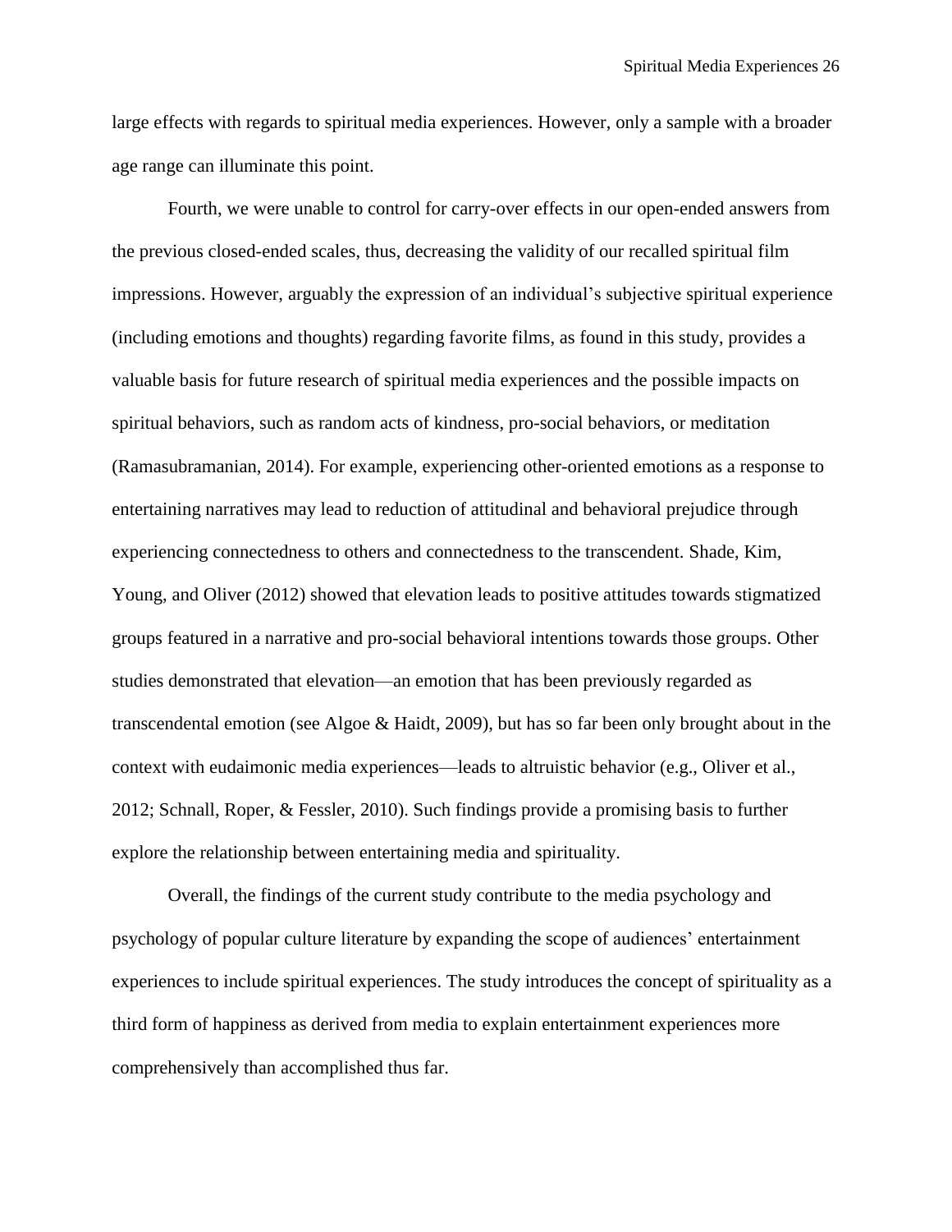large effects with regards to spiritual media experiences. However, only a sample with a broader age range can illuminate this point.

Fourth, we were unable to control for carry-over effects in our open-ended answers from the previous closed-ended scales, thus, decreasing the validity of our recalled spiritual film impressions. However, arguably the expression of an individual's subjective spiritual experience (including emotions and thoughts) regarding favorite films, as found in this study, provides a valuable basis for future research of spiritual media experiences and the possible impacts on spiritual behaviors, such as random acts of kindness, pro-social behaviors, or meditation (Ramasubramanian, 2014). For example, experiencing other-oriented emotions as a response to entertaining narratives may lead to reduction of attitudinal and behavioral prejudice through experiencing connectedness to others and connectedness to the transcendent. Shade, Kim, Young, and Oliver (2012) showed that elevation leads to positive attitudes towards stigmatized groups featured in a narrative and pro-social behavioral intentions towards those groups. Other studies demonstrated that elevation—an emotion that has been previously regarded as transcendental emotion (see Algoe & Haidt, 2009), but has so far been only brought about in the context with eudaimonic media experiences—leads to altruistic behavior (e.g., Oliver et al., 2012; Schnall, Roper, & Fessler, 2010). Such findings provide a promising basis to further explore the relationship between entertaining media and spirituality.

Overall, the findings of the current study contribute to the media psychology and psychology of popular culture literature by expanding the scope of audiences' entertainment experiences to include spiritual experiences. The study introduces the concept of spirituality as a third form of happiness as derived from media to explain entertainment experiences more comprehensively than accomplished thus far.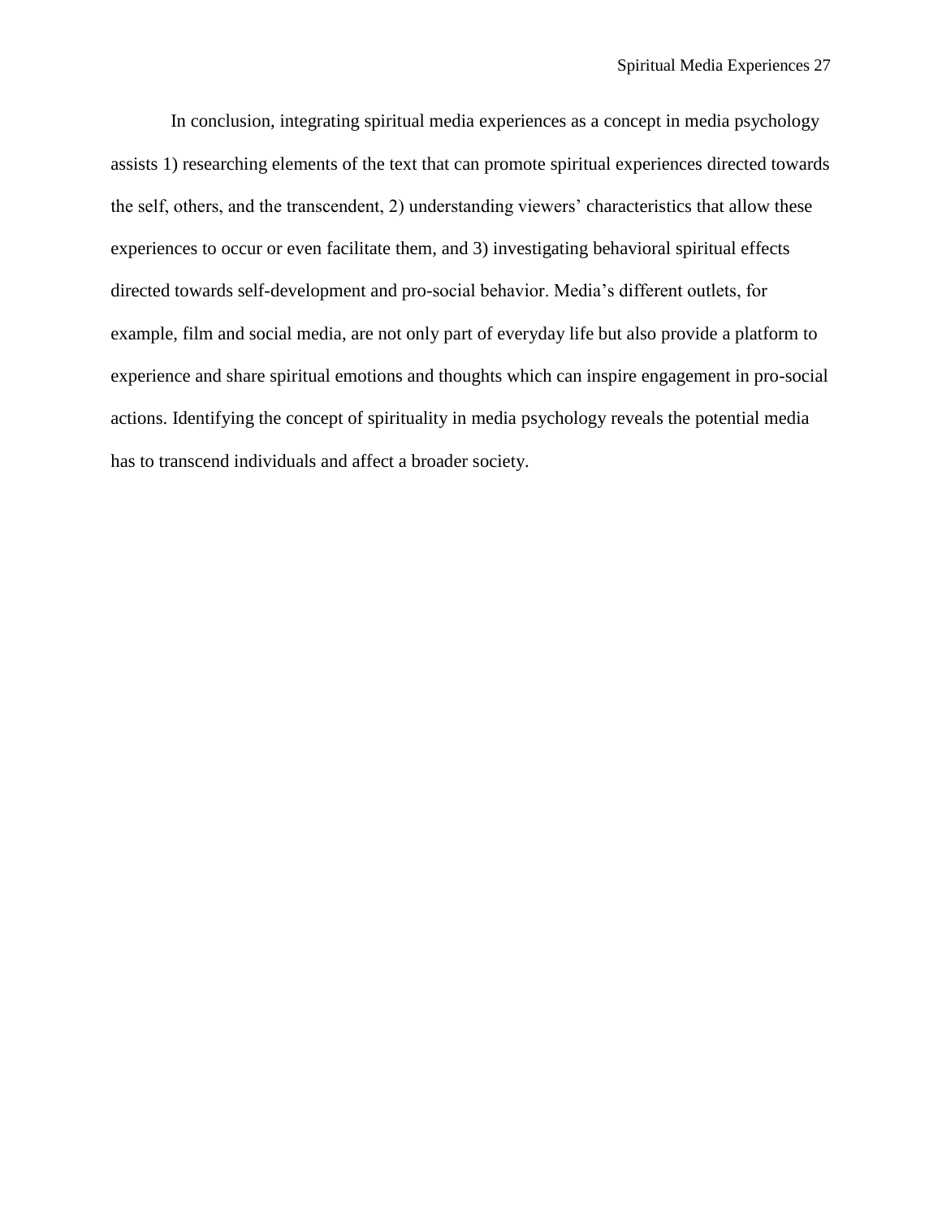In conclusion, integrating spiritual media experiences as a concept in media psychology assists 1) researching elements of the text that can promote spiritual experiences directed towards the self, others, and the transcendent, 2) understanding viewers' characteristics that allow these experiences to occur or even facilitate them, and 3) investigating behavioral spiritual effects directed towards self-development and pro-social behavior. Media's different outlets, for example, film and social media, are not only part of everyday life but also provide a platform to experience and share spiritual emotions and thoughts which can inspire engagement in pro-social actions. Identifying the concept of spirituality in media psychology reveals the potential media has to transcend individuals and affect a broader society.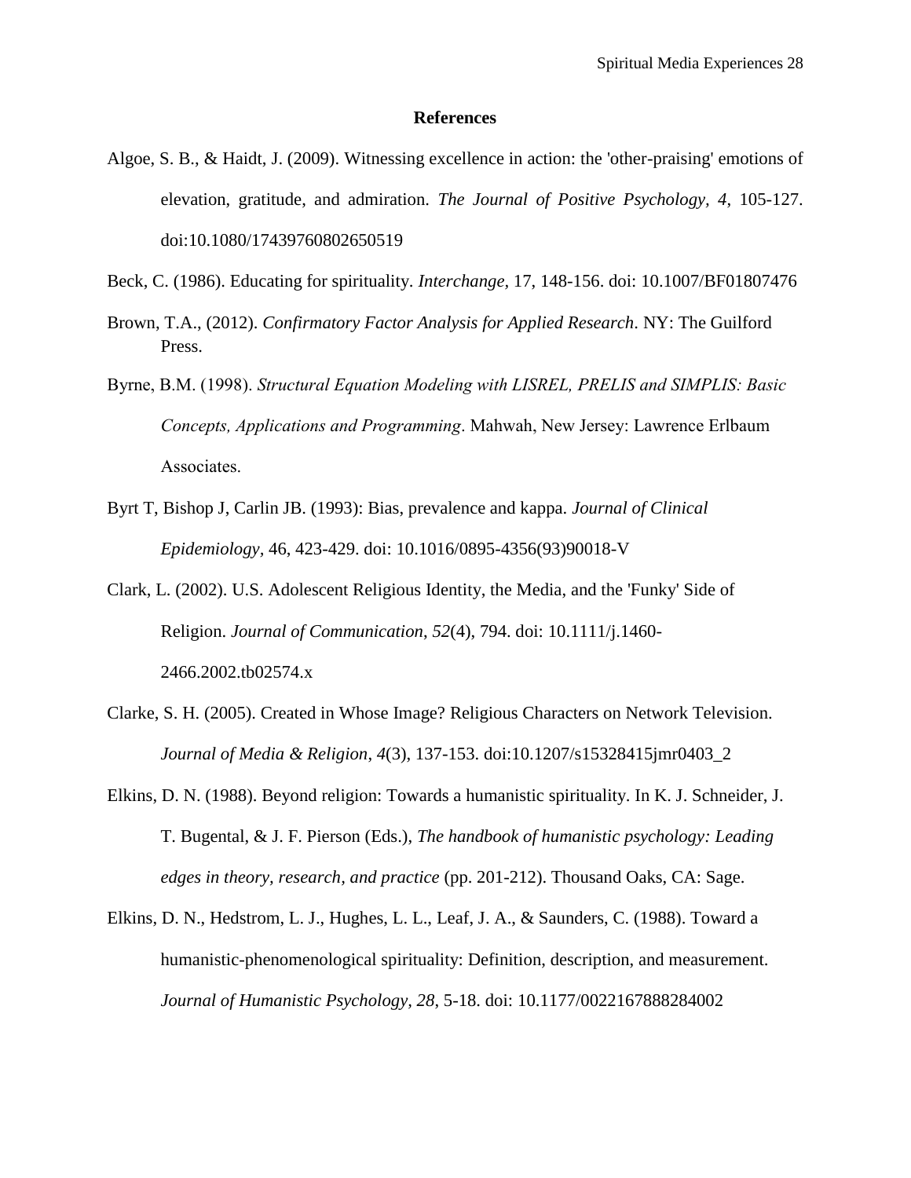## References

Algoe, S. B., & Haidt, J. (2009). Witnessing excellence in action: the 'other-praising' emotions of elevation, gratitude, and admiration. *The Journal of Positive Psychology, 4*, 105-127. doi:10.1080/17439760802650519

Beck, C. (1986). Educating for spirituality. *Interchange*, 17, 148-156. doi: 10.1007/BF01807476

Brown, T.A., (2012). *Confirmatory Factor Analysis for Applied Research*. NY: The Guilford Press.

Byrne, B.M. (1998). *Structural Equation Modeling with LISREL, PRELIS and SIMPLIS: Basic Concepts, Applications and Programming*. Mahwah, New Jersey: Lawrence Erlbaum Associates.

Byrt T, Bishop J, Carlin JB. (1993): Bias, prevalence and kappa. *Journal of Clinical Epidemiology*, 46, 423-429. doi: 10.1016/0895-4356(93)90018-V

Clark, L. (2002). U.S. Adolescent Religious Identity, the Media, and the 'Funky' Side of Religion. *Journal of Communication, 52*(4), 794. doi: 10.1111/j.1460-2466.2002.tb02574.x

Clarke, S. H. (2005). Created in Whose Image? Religious Characters on Network Television. *Journal of Media & Religion*, *4*(3), 137-153. doi:10.1207/s15328415jmr0403_2

Elkins, D. N. (1988). Beyond religion: Towards a humanistic spirituality. In K. J. Schneider, J. T. Bugental, & J. F. Pierson (Eds.), *The handbook of humanistic psychology: Leading edges in theory, research, and practice* (pp. 201-212). Thousand Oaks, CA: Sage.

Elkins, D. N., Hedstrom, L. J., Hughes, L. L., Leaf, J. A., & Saunders, C. (1988). Toward a humanistic-phenomenological spirituality: Definition, description, and measurement. *Journal of Humanistic Psychology, 28*, 5-18. doi: 10.1177/0022167888284002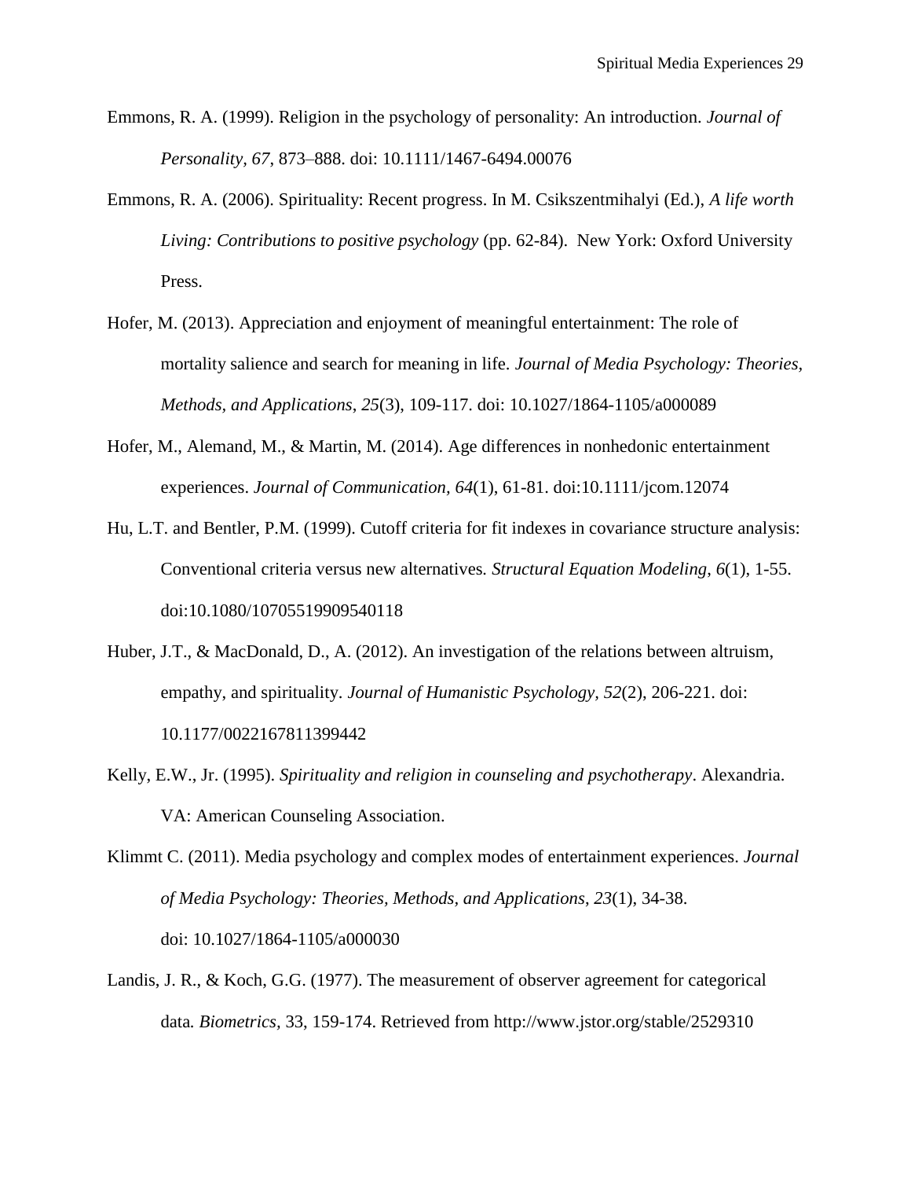Emmons, R. A. (1999). Religion in the psychology of personality: An introduction. *Journal of Personality*, *67*, 873–888. doi: 10.1111/1467-6494.00076

Emmons, R. A. (2006). Spirituality: Recent progress. In M. Csikszentmihalyi (Ed.), *A life worth Living: Contributions to positive psychology* (pp. 62-84). New York: Oxford University Press.

Hofer, M. (2013). Appreciation and enjoyment of meaningful entertainment: The role of mortality salience and search for meaning in life. *Journal of Media Psychology: Theories, Methods, and Applications*, *25*(3), 109-117. doi: 10.1027/1864-1105/a000089

Hofer, M., Alemand, M., & Martin, M. (2014). Age differences in nonhedonic entertainment experiences. *Journal of Communication, 64*(1), 61-81. doi:10.1111/jcom.12074

Hu, L.T. and Bentler, P.M. (1999). Cutoff criteria for fit indexes in covariance structure analysis: Conventional criteria versus new alternatives*. Structural Equation Modeling*, *6*(1), 1-55. doi:10.1080/10705519909540118

Huber, J.T., & MacDonald, D., A. (2012). An investigation of the relations between altruism, empathy, and spirituality. *Journal of Humanistic Psychology, 52*(2), 206-221. doi: 10.1177/0022167811399442

Kelly, E.W., Jr. (1995). *Spirituality and religion in counseling and psychotherapy*. Alexandria. VA: American Counseling Association.

Klimmt C. (2011). Media psychology and complex modes of entertainment experiences. *Journal of Media Psychology: Theories, Methods, and Applications*, *23*(1), 34-38. doi: 10.1027/1864-1105/a000030

Landis, J. R., & Koch, G.G. (1977). The measurement of observer agreement for categorical data*. Biometrics,* 33, 159-174. Retrieved from http://www.jstor.org/stable/2529310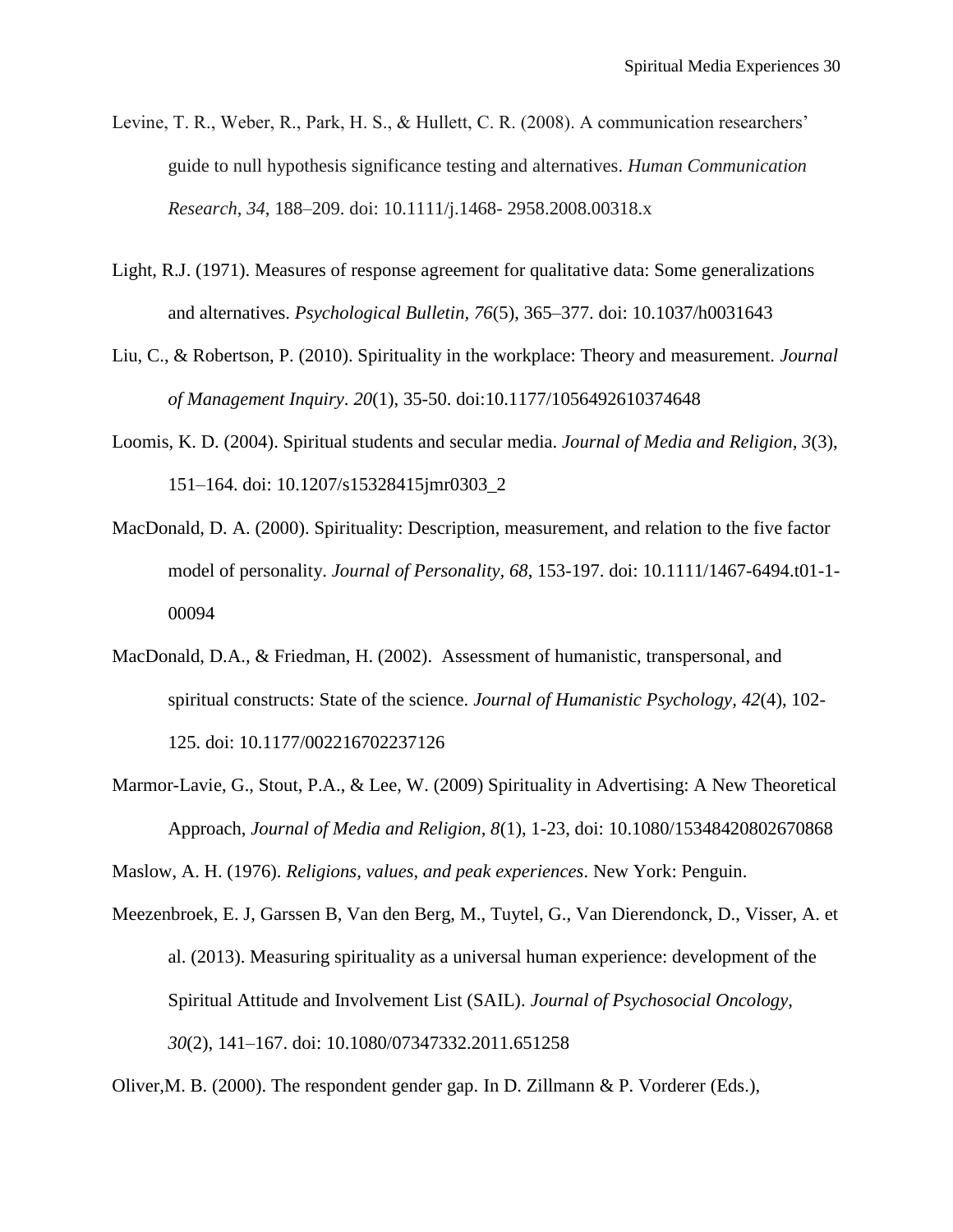Levine, T. R., Weber, R., Park, H. S., & Hullett, C. R. (2008). A communication researchers' guide to null hypothesis significance testing and alternatives. *Human Communication Research*, *34*, 188–209. doi: 10.1111/j.1468- 2958.2008.00318.x

Light, R.J. (1971). Measures of response agreement for qualitative data: Some generalizations and alternatives. *Psychological Bulletin, 76*(5), 365–377. doi: 10.1037/h0031643

Liu, C., & Robertson, P. (2010). Spirituality in the workplace: Theory and measurement. *Journal of Management Inquiry*. *20*(1), 35-50. doi:10.1177/1056492610374648

Loomis, K. D. (2004). Spiritual students and secular media. *Journal of Media and Religion, 3*(3), 151–164. doi: 10.1207/s15328415jmr0303_2

MacDonald, D. A. (2000). Spirituality: Description, measurement, and relation to the five factor model of personality. *Journal of Personality, 68*, 153-197. doi: 10.1111/1467-6494.t01-1-00094

MacDonald, D.A., & Friedman, H. (2002). Assessment of humanistic, transpersonal, and spiritual constructs: State of the science. *Journal of Humanistic Psychology, 42*(4), 102-125. doi: 10.1177/002216702237126

Marmor-Lavie, G., Stout, P.A., & Lee, W. (2009) Spirituality in Advertising: A New Theoretical Approach, *Journal of Media and Religion, 8*(1), 1-23, doi: 10.1080/15348420802670868

Maslow, A. H. (1976). *Religions, values, and peak experiences*. New York: Penguin.

Meezenbroek, E. J, Garssen B, Van den Berg, M., Tuytel, G., Van Dierendonck, D., Visser, A. et al. (2013). Measuring spirituality as a universal human experience: development of the Spiritual Attitude and Involvement List (SAIL). *Journal of Psychosocial Oncology, 30*(2), 141–167. doi: 10.1080/07347332.2011.651258

Oliver,M. B. (2000). The respondent gender gap. In D. Zillmann & P. Vorderer (Eds.),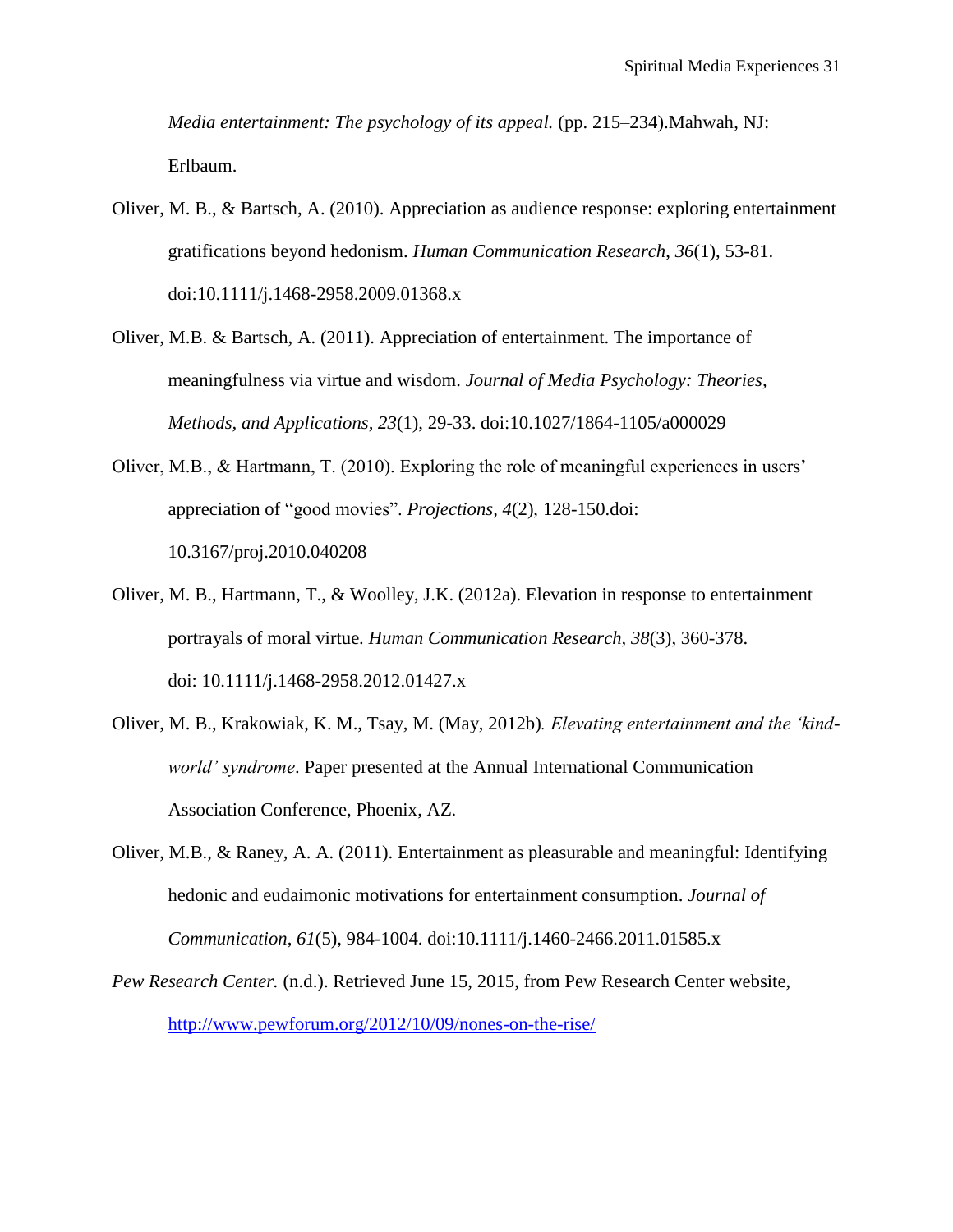*Media entertainment: The psychology of its appeal.* (pp. 215–234).Mahwah, NJ: Erlbaum.

Oliver, M. B., & Bartsch, A. (2010). Appreciation as audience response: exploring entertainment gratifications beyond hedonism. *Human Communication Research*, *36*(1), 53-81. doi:10.1111/j.1468-2958.2009.01368.x

Oliver, M.B. & Bartsch, A. (2011). Appreciation of entertainment. The importance of meaningfulness via virtue and wisdom. *Journal of Media Psychology: Theories, Methods, and Applications*, *23*(1), 29-33. doi:10.1027/1864-1105/a000029

Oliver, M.B., & Hartmann, T. (2010). Exploring the role of meaningful experiences in users' appreciation of "good movies". *Projections*, *4*(2), 128-150.doi: 10.3167/proj.2010.040208

Oliver, M. B., Hartmann, T., & Woolley, J.K. (2012a). Elevation in response to entertainment portrayals of moral virtue. *Human Communication Research*, *38*(3), 360-378. doi: 10.1111/j.1468-2958.2012.01427.x

Oliver, M. B., Krakowiak, K. M., Tsay, M. (May, 2012b). *Elevating entertainment and the 'kind-world' syndrome*. Paper presented at the Annual International Communication Association Conference, Phoenix, AZ.

Oliver, M.B., & Raney, A. A. (2011). Entertainment as pleasurable and meaningful: Identifying hedonic and eudaimonic motivations for entertainment consumption. *Journal of Communication*, *61*(5), 984-1004. doi:10.1111/j.1460-2466.2011.01585.x

*Pew Research Center.* (n.d.). Retrieved June 15, 2015, from Pew Research Center website, http://www.pewforum.org/2012/10/09/nones-on-the-rise/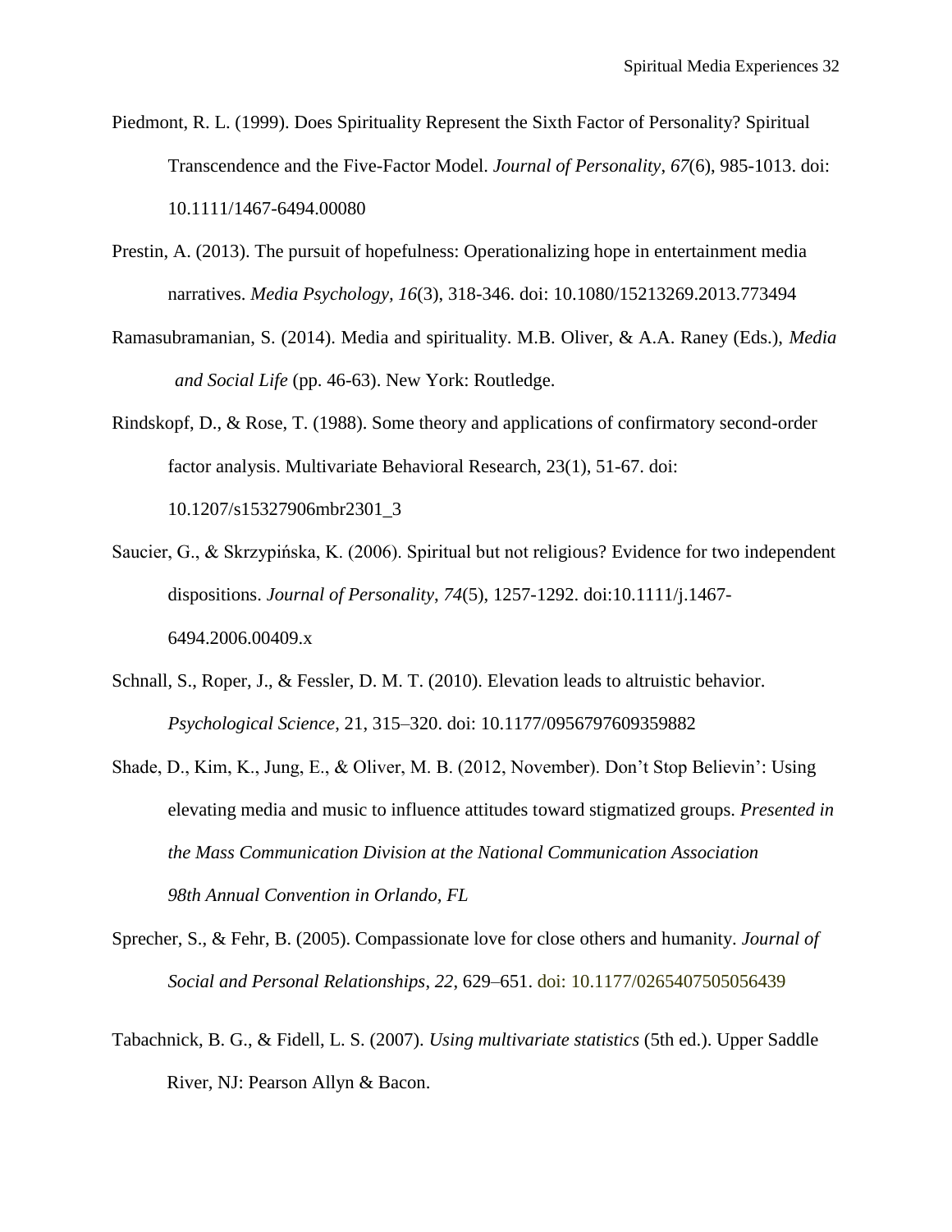Piedmont, R. L. (1999). Does Spirituality Represent the Sixth Factor of Personality? Spiritual Transcendence and the Five-Factor Model. *Journal of Personality*, *67*(6), 985-1013. doi: 10.1111/1467-6494.00080

Prestin, A. (2013). The pursuit of hopefulness: Operationalizing hope in entertainment media narratives. *Media Psychology, 16*(3), 318-346. doi: 10.1080/15213269.2013.773494

Ramasubramanian, S. (2014). Media and spirituality. M.B. Oliver, & A.A. Raney (Eds.), *Media and Social Life* (pp. 46-63). New York: Routledge.

Rindskopf, D., & Rose, T. (1988). Some theory and applications of confirmatory second-order factor analysis. Multivariate Behavioral Research, 23(1), 51-67. doi: 10.1207/s15327906mbr2301_3

Saucier, G., & Skrzypińska, K. (2006). Spiritual but not religious? Evidence for two independent dispositions. *Journal of Personality*, *74*(5), 1257-1292. doi:10.1111/j.1467-6494.2006.00409.x

Schnall, S., Roper, J., & Fessler, D. M. T. (2010). Elevation leads to altruistic behavior. *Psychological Science*, 21, 315–320. doi: 10.1177/0956797609359882

Shade, D., Kim, K., Jung, E., & Oliver, M. B. (2012, November). Don't Stop Believin': Using elevating media and music to influence attitudes toward stigmatized groups. *Presented in the Mass Communication Division at the National Communication Association 98th Annual Convention in Orlando, FL*

Sprecher, S., & Fehr, B. (2005). Compassionate love for close others and humanity. *Journal of Social and Personal Relationships*, *22*, 629–651. doi: 10.1177/0265407505056439

Tabachnick, B. G., & Fidell, L. S. (2007). *Using multivariate statistics* (5th ed.). Upper Saddle River, NJ: Pearson Allyn & Bacon.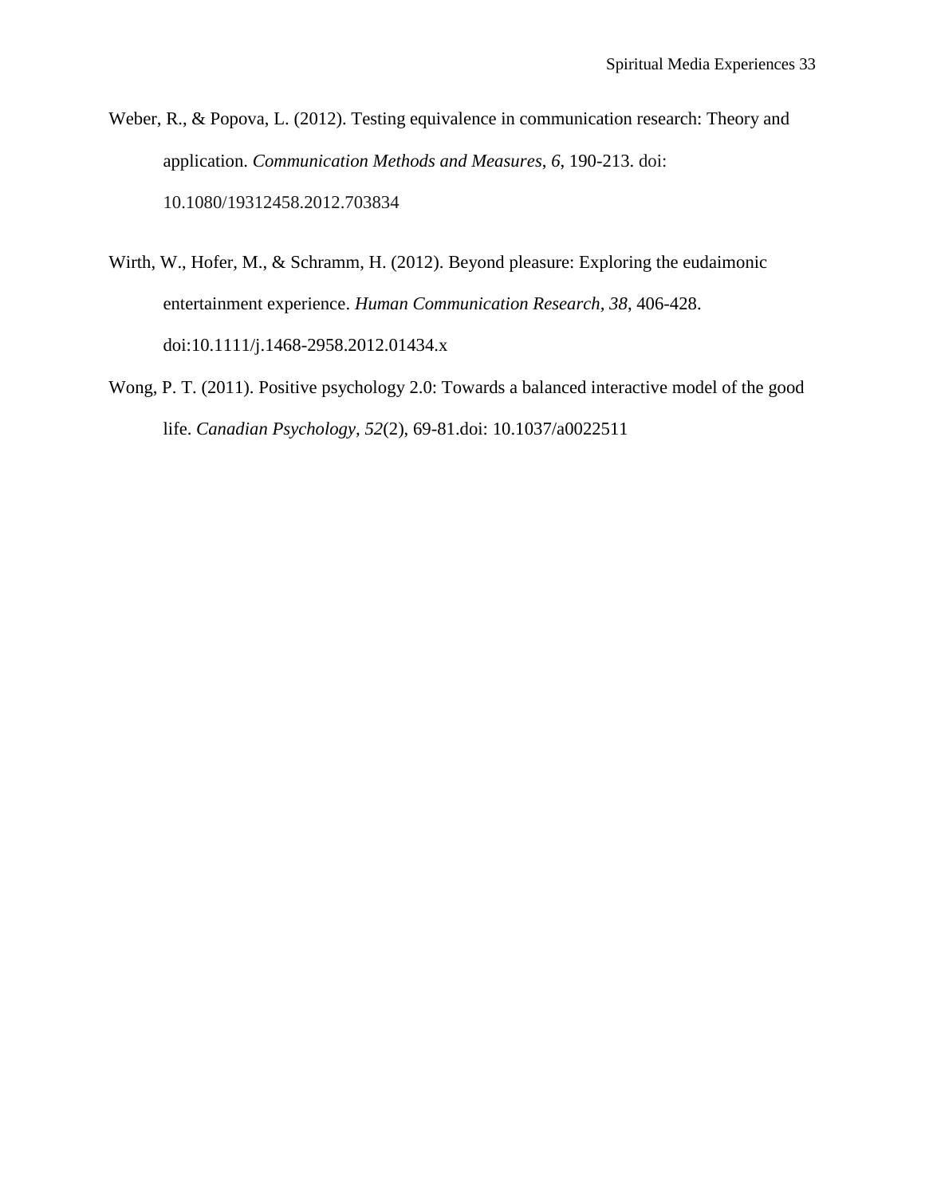Weber, R., & Popova, L. (2012). Testing equivalence in communication research: Theory and application. *Communication Methods and Measures*, *6*, 190-213. doi: 10.1080/19312458.2012.703834

Wirth, W., Hofer, M., & Schramm, H. (2012). Beyond pleasure: Exploring the eudaimonic entertainment experience. *Human Communication Research*, *38*, 406-428. doi:10.1111/j.1468-2958.2012.01434.x

Wong, P. T. (2011). Positive psychology 2.0: Towards a balanced interactive model of the good life. *Canadian Psychology*, *52*(2), 69-81.doi: 10.1037/a0022511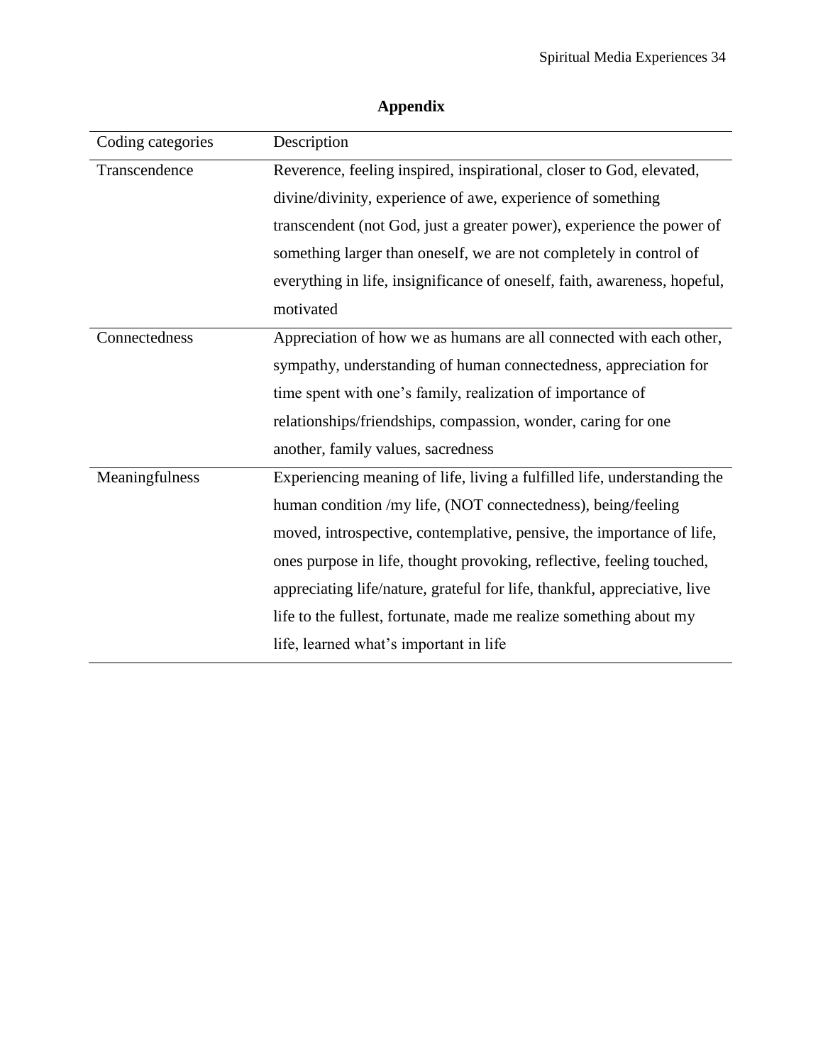## Appendix

| Coding categories | Description |
| --- | --- |
| Transcendence | Reverence, feeling inspired, inspirational, closer to God, elevated, divine/divinity, experience of awe, experience of something transcendent (not God, just a greater power), experience the power of something larger than oneself, we are not completely in control of everything in life, insignificance of oneself, faith, awareness, hopeful, motivated |
| Connectedness | Appreciation of how we as humans are all connected with each other, sympathy, understanding of human connectedness, appreciation for time spent with one's family, realization of importance of relationships/friendships, compassion, wonder, caring for one another, family values, sacredness |
| Meaningfulness | Experiencing meaning of life, living a fulfilled life, understanding the human condition /my life, (NOT connectedness), being/feeling moved, introspective, contemplative, pensive, the importance of life, ones purpose in life, thought provoking, reflective, feeling touched, appreciating life/nature, grateful for life, thankful, appreciative, live life to the fullest, fortunate, made me realize something about my life, learned what's important in life |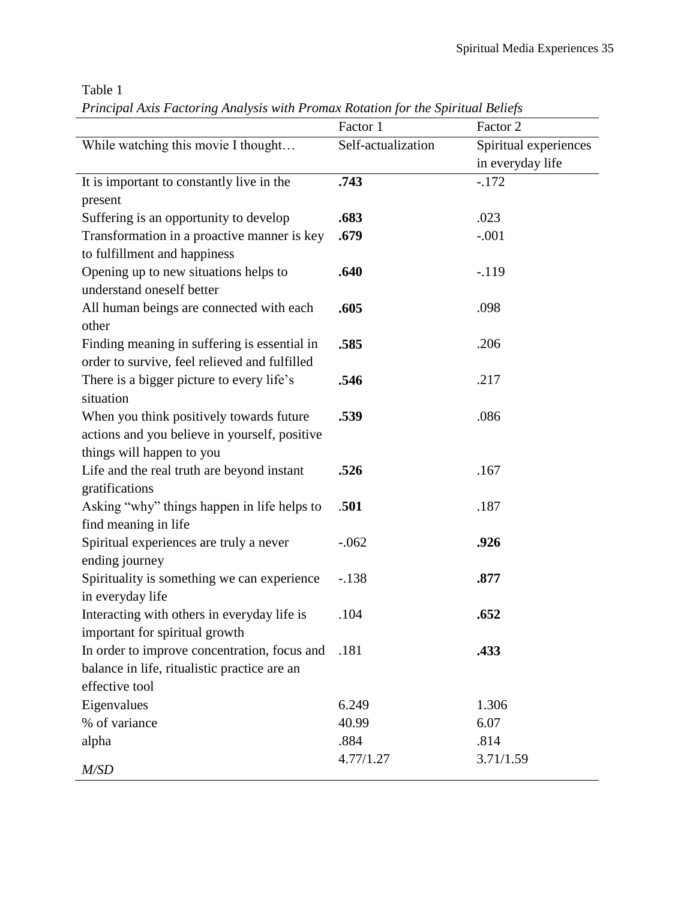Table 1

*Principal Axis Factoring Analysis with Promax Rotation for the Spiritual Beliefs*

| | Factor 1 | Factor 2 |
|---|---|---|
| While watching this movie I thought… | Self-actualization | Spiritual experiences in everyday life |
| It is important to constantly live in the present | **.743** | -.172 |
| Suffering is an opportunity to develop | **.683** | .023 |
| Transformation in a proactive manner is key to fulfillment and happiness | **.679** | -.001 |
| Opening up to new situations helps to understand oneself better | **.640** | -.119 |
| All human beings are connected with each other | **.605** | .098 |
| Finding meaning in suffering is essential in order to survive, feel relieved and fulfilled | **.585** | .206 |
| There is a bigger picture to every life's situation | **.546** | .217 |
| When you think positively towards future actions and you believe in yourself, positive things will happen to you | **.539** | .086 |
| Life and the real truth are beyond instant gratifications | **.526** | .167 |
| Asking "why" things happen in life helps to find meaning in life | .**501** | .187 |
| Spiritual experiences are truly a never ending journey | -.062 | **.926** |
| Spirituality is something we can experience in everyday life | -.138 | **.877** |
| Interacting with others in everyday life is important for spiritual growth | .104 | **.652** |
| In order to improve concentration, focus and balance in life, ritualistic practice are an effective tool | .181 | **.433** |
| Eigenvalues | 6.249 | 1.306 |
| % of variance | 40.99 | 6.07 |
| alpha | .884 | .814 |
| *M/SD* | 4.77/1.27 | 3.71/1.59 |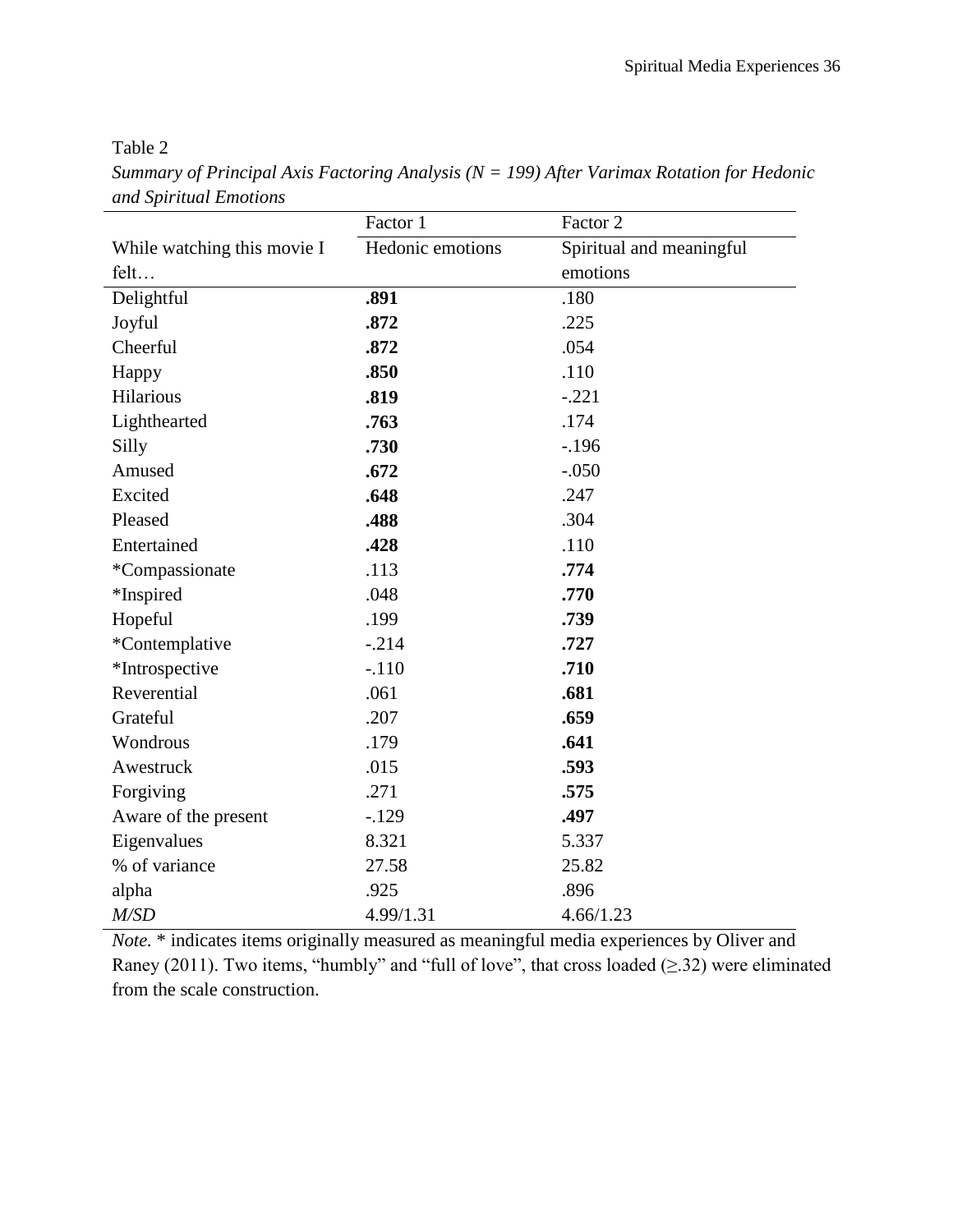Table 2

*Summary of Principal Axis Factoring Analysis (N = 199) After Varimax Rotation for Hedonic and Spiritual Emotions*

| | Factor 1 | Factor 2 |
|---|---|---|
| While watching this movie I felt… | Hedonic emotions | Spiritual and meaningful emotions |
| Delightful | **.891** | .180 |
| Joyful | **.872** | .225 |
| Cheerful | **.872** | .054 |
| Happy | **.850** | .110 |
| Hilarious | **.819** | -.221 |
| Lighthearted | **.763** | .174 |
| Silly | **.730** | -.196 |
| Amused | **.672** | -.050 |
| Excited | **.648** | .247 |
| Pleased | **.488** | .304 |
| Entertained | **.428** | .110 |
| *Compassionate | .113 | **.774** |
| *Inspired | .048 | **.770** |
| Hopeful | .199 | **.739** |
| *Contemplative | -.214 | **.727** |
| *Introspective | -.110 | **.710** |
| Reverential | .061 | **.681** |
| Grateful | .207 | **.659** |
| Wondrous | .179 | **.641** |
| Awestruck | .015 | **.593** |
| Forgiving | .271 | **.575** |
| Aware of the present | -.129 | **.497** |
| Eigenvalues | 8.321 | 5.337 |
| % of variance | 27.58 | 25.82 |
| alpha | .925 | .896 |
| *M/SD* | 4.99/1.31 | 4.66/1.23 |

*Note.* * indicates items originally measured as meaningful media experiences by Oliver and Raney (2011). Two items, "humbly" and "full of love", that cross loaded (≥.32) were eliminated from the scale construction.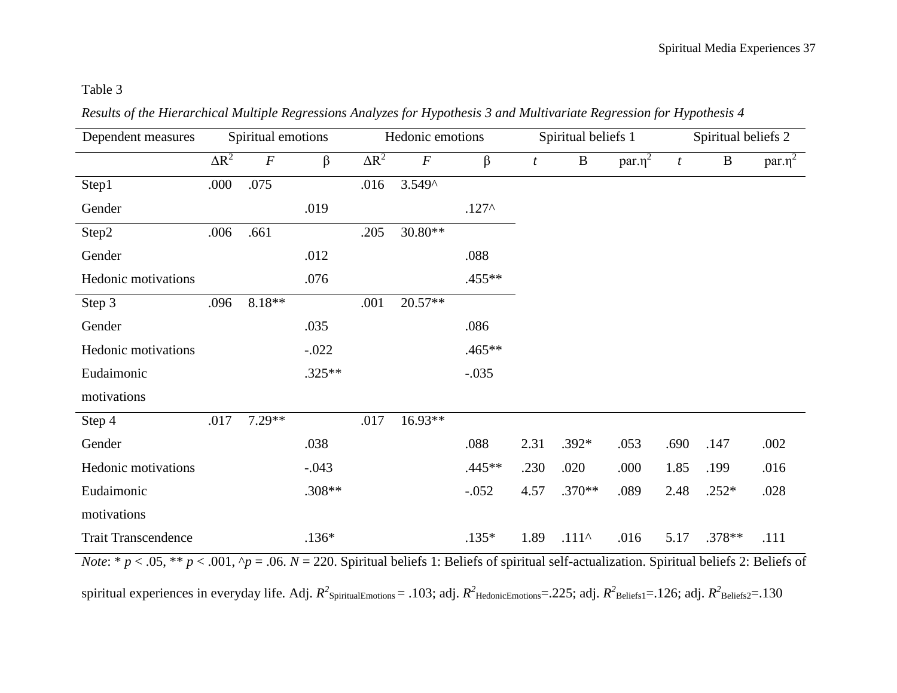Table 3

*Results of the Hierarchical Multiple Regressions Analyzes for Hypothesis 3 and Multivariate Regression for Hypothesis 4*

| Dependent measures | Spiritual emotions | | | Hedonic emotions | | | Spiritual beliefs 1 | | | Spiritual beliefs 2 | | |
|---|---|---|---|---|---|---|---|---|---|---|---|---|
| | $\Delta R^2$ | $F$ | β | $\Delta R^2$ | $F$ | β | $t$ | B | par.$\eta^2$ | $t$ | B | par.$\eta^2$ |
| Step1 | .000 | .075 | | .016 | 3.549^ | | | | | | | |
| Gender | | | .019 | | | .127^ | | | | | | |
| Step2 | .006 | .661 | | .205 | 30.80** | | | | | | | |
| Gender | | | .012 | | | .088 | | | | | | |
| Hedonic motivations | | | .076 | | | .455** | | | | | | |
| Step 3 | .096 | 8.18** | | .001 | 20.57** | | | | | | | |
| Gender | | | .035 | | | .086 | | | | | | |
| Hedonic motivations | | | -.022 | | | .465** | | | | | | |
| Eudaimonic motivations | | | .325** | | | -.035 | | | | | | |
| Step 4 | .017 | 7.29** | | .017 | 16.93** | | | | | | | |
| Gender | | | .038 | | | .088 | 2.31 | .392* | .053 | .690 | .147 | .002 |
| Hedonic motivations | | | -.043 | | | .445** | .230 | .020 | .000 | 1.85 | .199 | .016 |
| Eudaimonic motivations | | | .308** | | | -.052 | 4.57 | .370** | .089 | 2.48 | .252* | .028 |
| Trait Transcendence | | | .136* | | | .135* | 1.89 | .111^ | .016 | 5.17 | .378** | .111 |

*Note*: * $p < .05$, ** $p < .001$, ^$p = .06$. $N = 220$. Spiritual beliefs 1: Beliefs of spiritual self-actualization. Spiritual beliefs 2: Beliefs of spiritual experiences in everyday life. Adj. $R^2_{SpiritualEmotions} = .103$; adj. $R^2_{HedonicEmotions} = .225$; adj. $R^2_{Beliefs1} = .126$; adj. $R^2_{Beliefs2} = .130$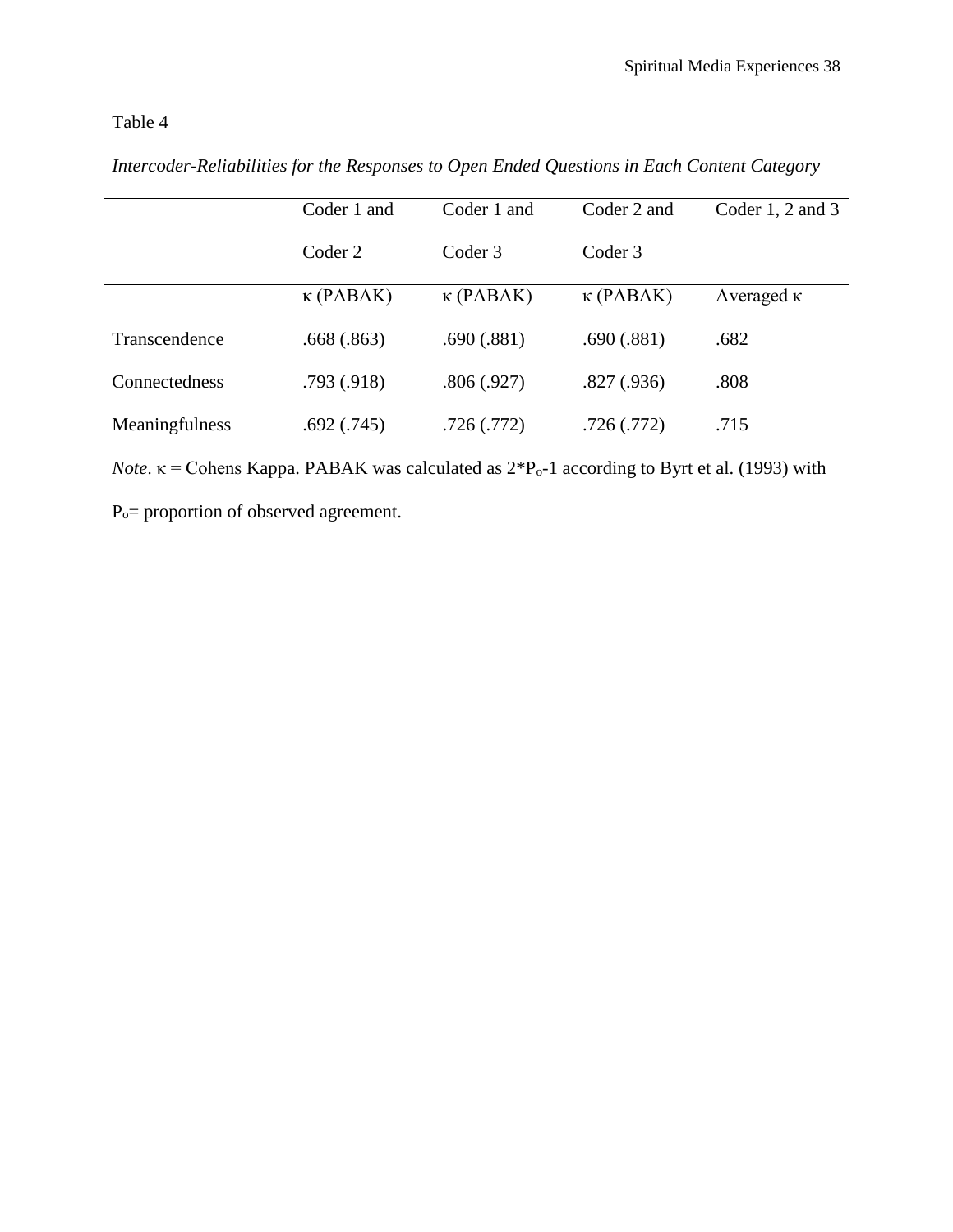Table 4

*Intercoder-Reliabilities for the Responses to Open Ended Questions in Each Content Category*

| | Coder 1 and Coder 2 | Coder 1 and Coder 3 | Coder 2 and Coder 3 | Coder 1, 2 and 3 |
|---|---|---|---|---|
| | κ (PABAK) | κ (PABAK) | κ (PABAK) | Averaged κ |
| Transcendence | .668 (.863) | .690 (.881) | .690 (.881) | .682 |
| Connectedness | .793 (.918) | .806 (.927) | .827 (.936) | .808 |
| Meaningfulness | .692 (.745) | .726 (.772) | .726 (.772) | .715 |

*Note*. κ = Cohens Kappa. PABAK was calculated as $2*P_o-1$ according to Byrt et al. (1993) with $P_o$= proportion of observed agreement.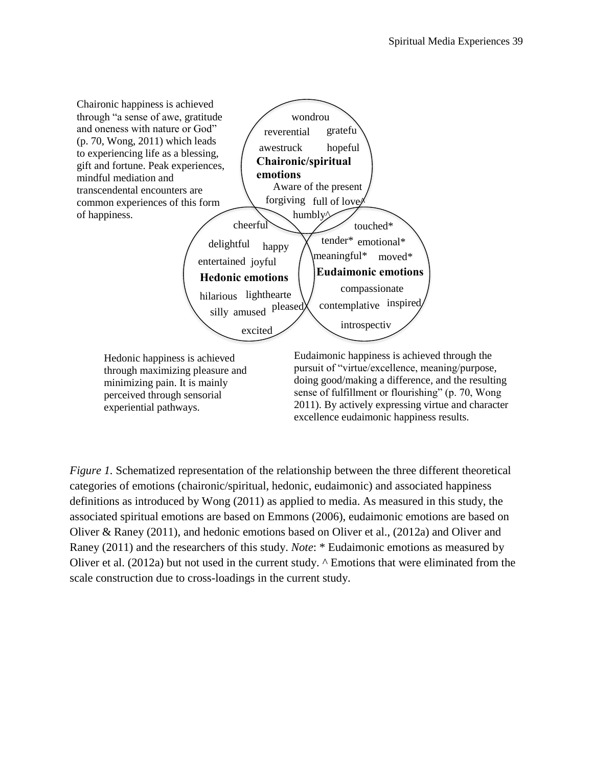Chaironic happiness is achieved through "a sense of awe, gratitude and oneness with nature or God" (p. 70, Wong, 2011) which leads to experiencing life as a blessing, gift and fortune. Peak experiences, mindful mediation and transcendental encounters are common experiences of this form of happiness.

wondrou
reverential
gratefu
awestruck
hopeful
**Chaironic/spiritual emotions**
Aware of the present
forgiving
full of love^
humbly^

cheerful
delightful
happy
entertained
joyful
**Hedonic emotions**
hilarious
lighthearte
pleased
silly
amused
excited

touched*
tender*
emotional*
meaningful*
moved*
**Eudaimonic emotions**
compassionate
contemplative
inspired
introspectiv

Hedonic happiness is achieved through maximizing pleasure and minimizing pain. It is mainly perceived through sensorial experiential pathways.

Eudaimonic happiness is achieved through the pursuit of "virtue/excellence, meaning/purpose, doing good/making a difference, and the resulting sense of fulfillment or flourishing" (p. 70, Wong 2011). By actively expressing virtue and character excellence eudaimonic happiness results.

*Figure 1.* Schematized representation of the relationship between the three different theoretical categories of emotions (chaironic/spiritual, hedonic, eudaimonic) and associated happiness definitions as introduced by Wong (2011) as applied to media. As measured in this study, the associated spiritual emotions are based on Emmons (2006), eudaimonic emotions are based on Oliver & Raney (2011), and hedonic emotions based on Oliver et al., (2012a) and Oliver and Raney (2011) and the researchers of this study. *Note*: * Eudaimonic emotions as measured by Oliver et al. (2012a) but not used in the current study. ^ Emotions that were eliminated from the scale construction due to cross-loadings in the current study.